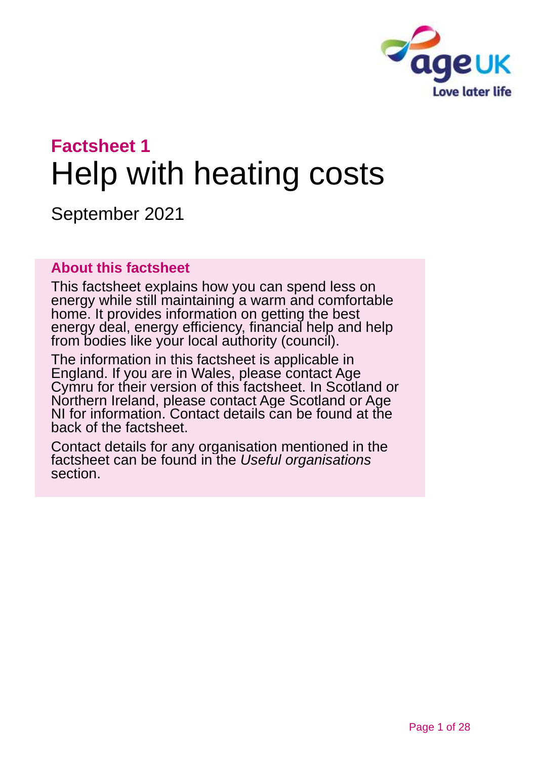## Factsheet 1

# Help with heating costs

September 2021

### About this factsheet

This factsheet explains how you can spend less on energy while still maintaining a warm and comfortable home. It provides information on getting the best energy deal, energy efficiency, financial help and help from bodies like your local authority (council).

The information in this factsheet is applicable in England. If you are in Wales, please contact Age Cymru for their version of this factsheet. In Scotland or Northern Ireland, please contact Age Scotland or Age NI for information. Contact details can be found at the back of the factsheet.

Contact details for any organisation mentioned in the factsheet can be found in the *Useful organisations* section.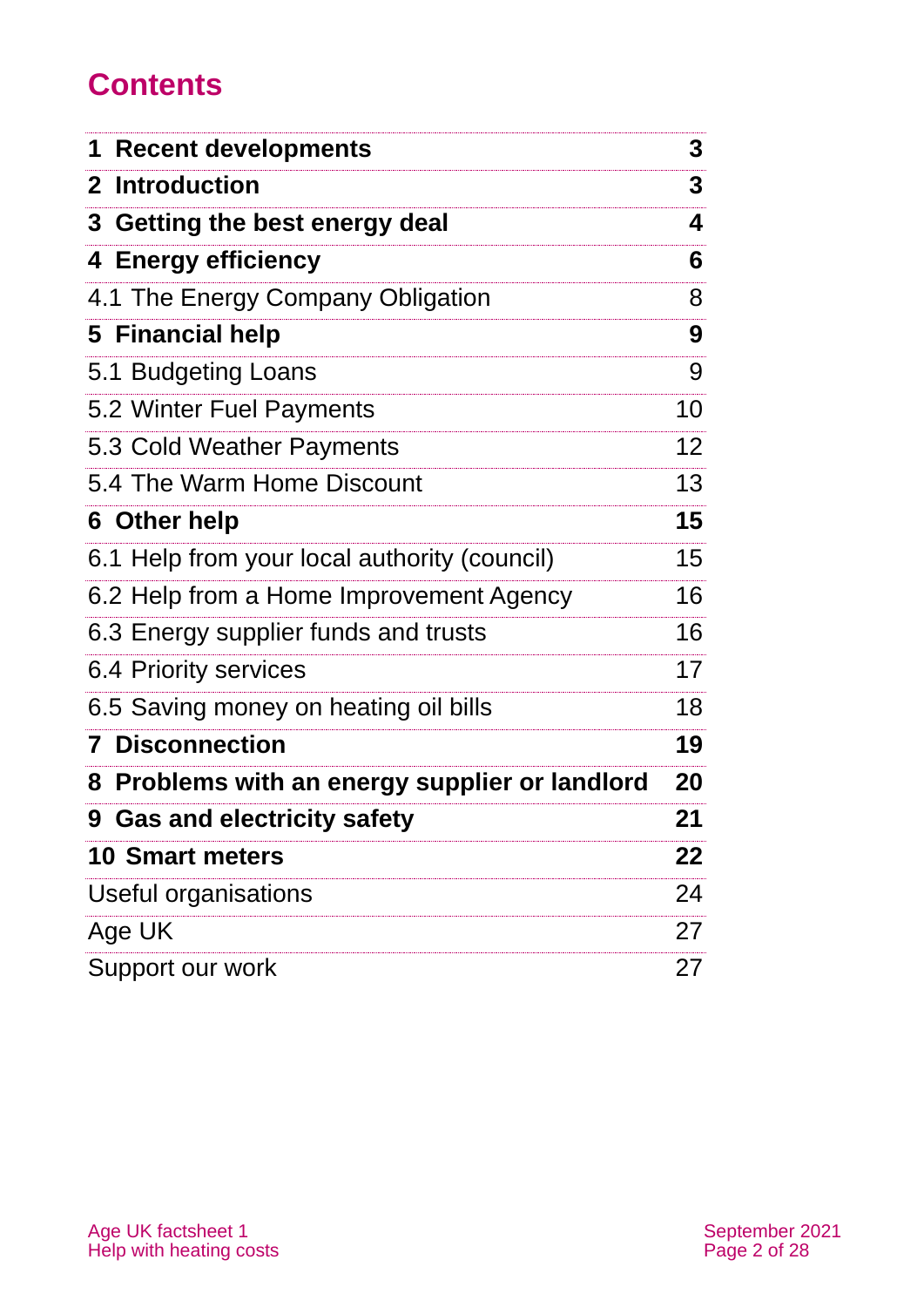# Contents

| | |
|---|---|
| **1 Recent developments** | **3** |
| **2 Introduction** | **3** |
| **3 Getting the best energy deal** | **4** |
| **4 Energy efficiency** | **6** |
| 4.1 The Energy Company Obligation | 8 |
| **5 Financial help** | **9** |
| 5.1 Budgeting Loans | 9 |
| 5.2 Winter Fuel Payments | 10 |
| 5.3 Cold Weather Payments | 12 |
| 5.4 The Warm Home Discount | 13 |
| **6 Other help** | **15** |
| 6.1 Help from your local authority (council) | 15 |
| 6.2 Help from a Home Improvement Agency | 16 |
| 6.3 Energy supplier funds and trusts | 16 |
| 6.4 Priority services | 17 |
| 6.5 Saving money on heating oil bills | 18 |
| **7 Disconnection** | **19** |
| **8 Problems with an energy supplier or landlord** | **20** |
| **9 Gas and electricity safety** | **21** |
| **10 Smart meters** | **22** |
| Useful organisations | 24 |
| Age UK | 27 |
| Support our work | 27 |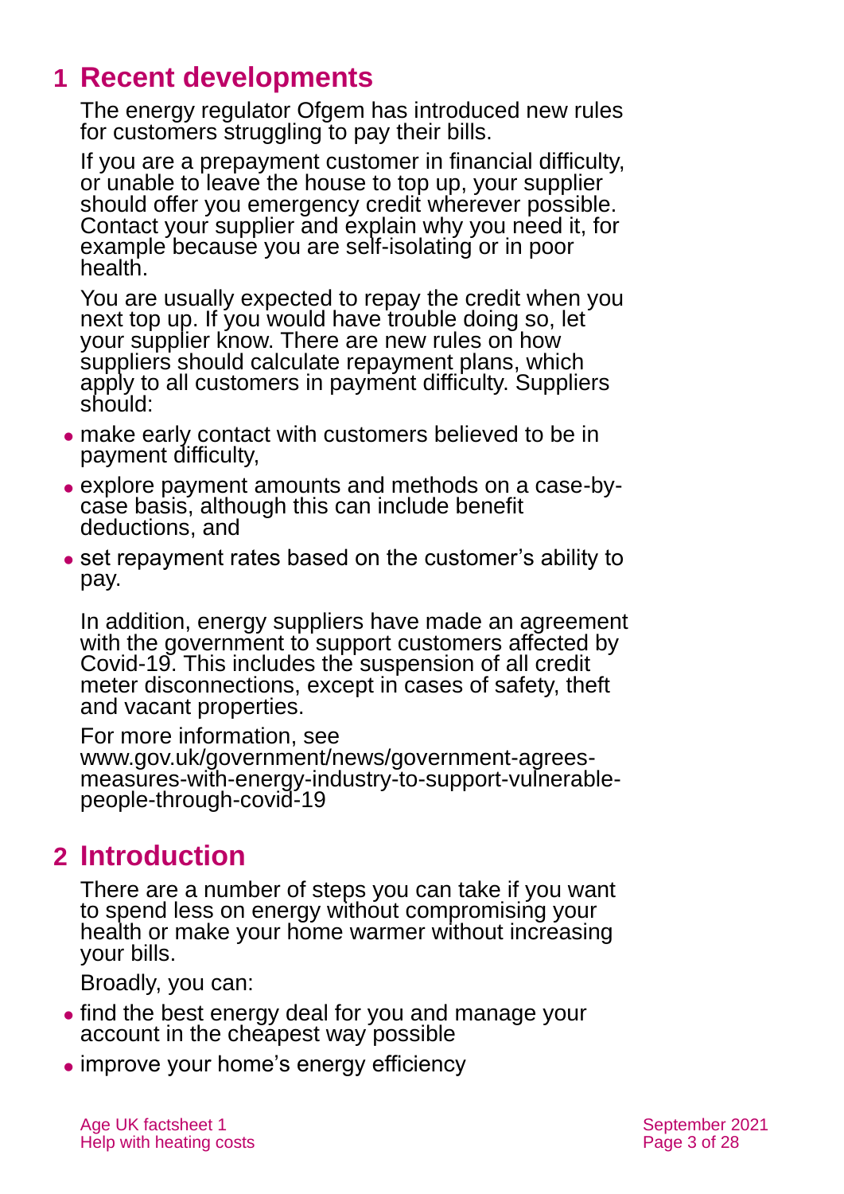# 1 Recent developments

The energy regulator Ofgem has introduced new rules for customers struggling to pay their bills.

If you are a prepayment customer in financial difficulty, or unable to leave the house to top up, your supplier should offer you emergency credit wherever possible. Contact your supplier and explain why you need it, for example because you are self-isolating or in poor health.

You are usually expected to repay the credit when you next top up. If you would have trouble doing so, let your supplier know. There are new rules on how suppliers should calculate repayment plans, which apply to all customers in payment difficulty. Suppliers should:

- make early contact with customers believed to be in payment difficulty,
- explore payment amounts and methods on a case-by-case basis, although this can include benefit deductions, and
- set repayment rates based on the customer's ability to pay.

In addition, energy suppliers have made an agreement with the government to support customers affected by Covid-19. This includes the suspension of all credit meter disconnections, except in cases of safety, theft and vacant properties.

For more information, see www.gov.uk/government/news/government-agrees-measures-with-energy-industry-to-support-vulnerable-people-through-covid-19

# 2 Introduction

There are a number of steps you can take if you want to spend less on energy without compromising your health or make your home warmer without increasing your bills.

Broadly, you can:

- find the best energy deal for you and manage your account in the cheapest way possible
- improve your home's energy efficiency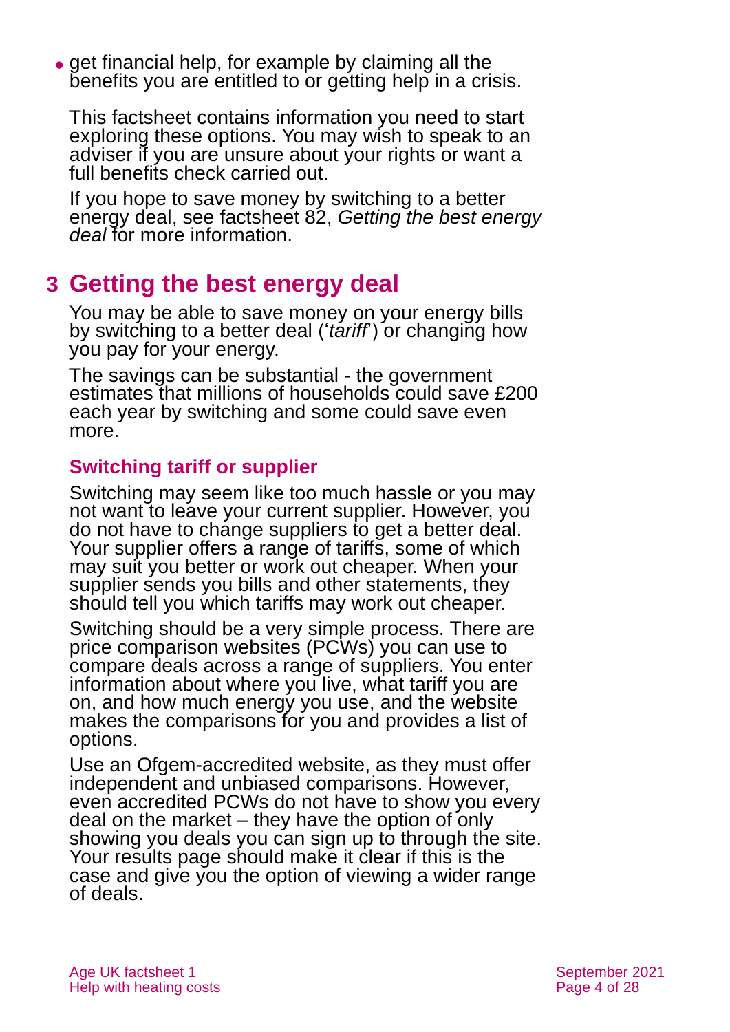- get financial help, for example by claiming all the benefits you are entitled to or getting help in a crisis.

This factsheet contains information you need to start exploring these options. You may wish to speak to an adviser if you are unsure about your rights or want a full benefits check carried out.

If you hope to save money by switching to a better energy deal, see factsheet 82, *Getting the best energy deal* for more information.

## 3 Getting the best energy deal

You may be able to save money on your energy bills by switching to a better deal ('*tariff*') or changing how you pay for your energy.

The savings can be substantial - the government estimates that millions of households could save £200 each year by switching and some could save even more.

### Switching tariff or supplier

Switching may seem like too much hassle or you may not want to leave your current supplier. However, you do not have to change suppliers to get a better deal. Your supplier offers a range of tariffs, some of which may suit you better or work out cheaper. When your supplier sends you bills and other statements, they should tell you which tariffs may work out cheaper.

Switching should be a very simple process. There are price comparison websites (PCWs) you can use to compare deals across a range of suppliers. You enter information about where you live, what tariff you are on, and how much energy you use, and the website makes the comparisons for you and provides a list of options.

Use an Ofgem-accredited website, as they must offer independent and unbiased comparisons. However, even accredited PCWs do not have to show you every deal on the market – they have the option of only showing you deals you can sign up to through the site. Your results page should make it clear if this is the case and give you the option of viewing a wider range of deals.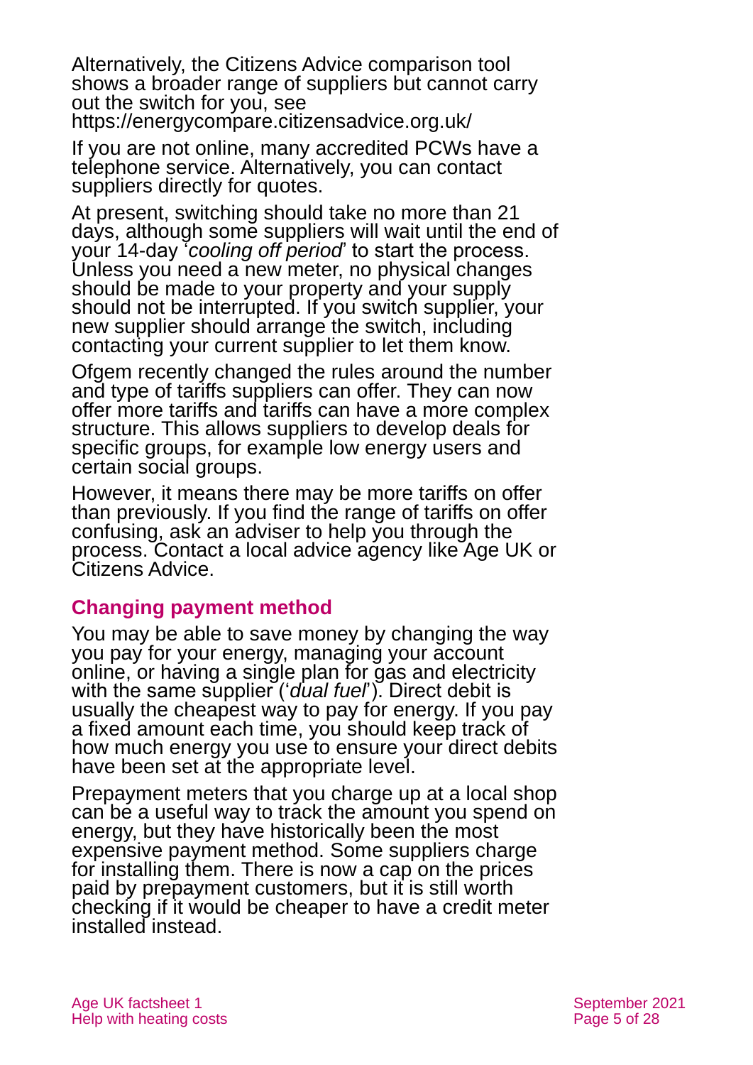Alternatively, the Citizens Advice comparison tool shows a broader range of suppliers but cannot carry out the switch for you, see https://energycompare.citizensadvice.org.uk/

If you are not online, many accredited PCWs have a telephone service. Alternatively, you can contact suppliers directly for quotes.

At present, switching should take no more than 21 days, although some suppliers will wait until the end of your 14-day '*cooling off period*' to start the process. Unless you need a new meter, no physical changes should be made to your property and your supply should not be interrupted. If you switch supplier, your new supplier should arrange the switch, including contacting your current supplier to let them know.

Ofgem recently changed the rules around the number and type of tariffs suppliers can offer. They can now offer more tariffs and tariffs can have a more complex structure. This allows suppliers to develop deals for specific groups, for example low energy users and certain social groups.

However, it means there may be more tariffs on offer than previously. If you find the range of tariffs on offer confusing, ask an adviser to help you through the process. Contact a local advice agency like Age UK or Citizens Advice.

## Changing payment method

You may be able to save money by changing the way you pay for your energy, managing your account online, or having a single plan for gas and electricity with the same supplier ('*dual fuel*'). Direct debit is usually the cheapest way to pay for energy. If you pay a fixed amount each time, you should keep track of how much energy you use to ensure your direct debits have been set at the appropriate level.

Prepayment meters that you charge up at a local shop can be a useful way to track the amount you spend on energy, but they have historically been the most expensive payment method. Some suppliers charge for installing them. There is now a cap on the prices paid by prepayment customers, but it is still worth checking if it would be cheaper to have a credit meter installed instead.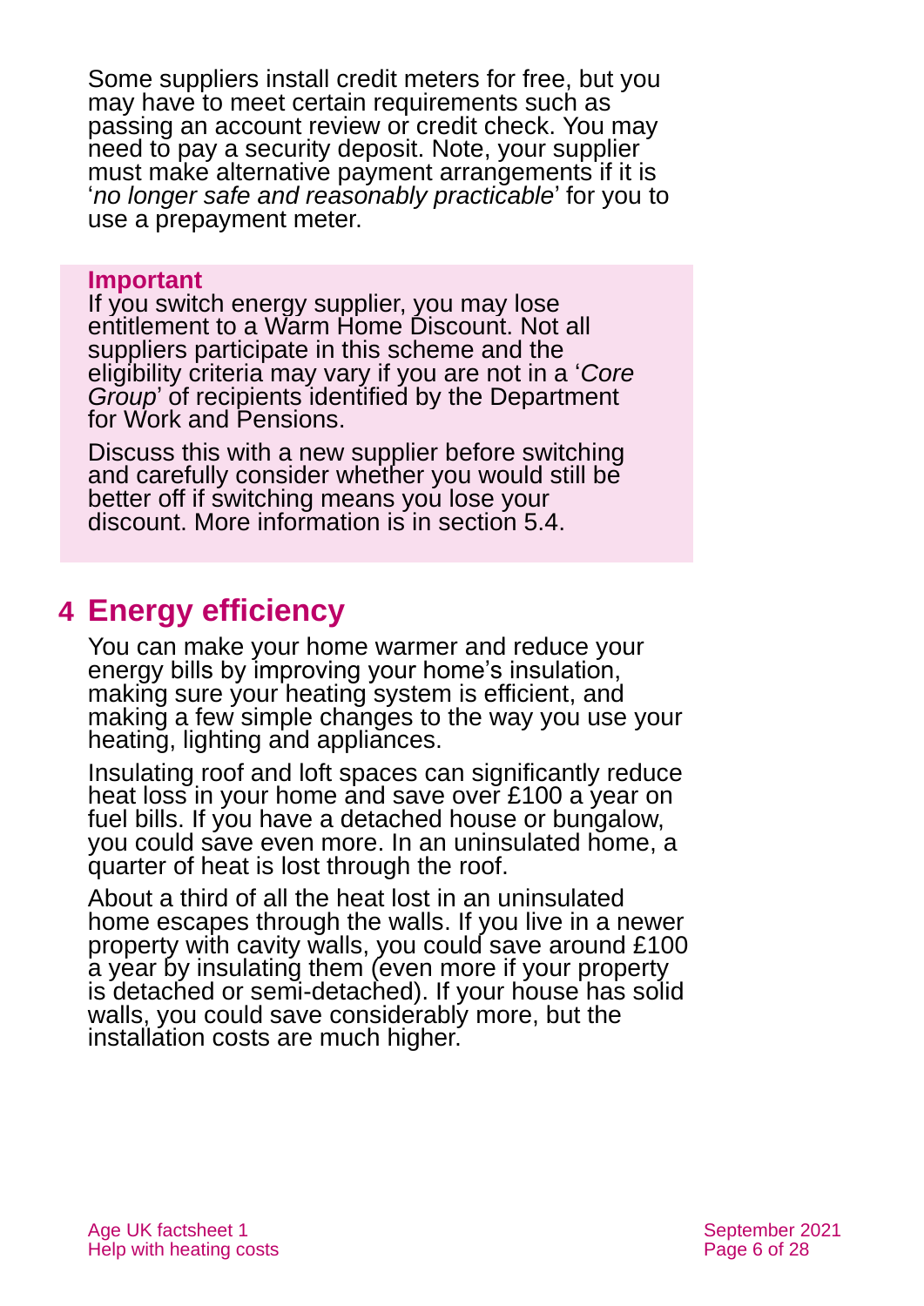Some suppliers install credit meters for free, but you may have to meet certain requirements such as passing an account review or credit check. You may need to pay a security deposit. Note, your supplier must make alternative payment arrangements if it is '*no longer safe and reasonably practicable*' for you to use a prepayment meter.

> **Important**
>
> If you switch energy supplier, you may lose entitlement to a Warm Home Discount. Not all suppliers participate in this scheme and the eligibility criteria may vary if you are not in a '*Core Group*' of recipients identified by the Department for Work and Pensions.
>
> Discuss this with a new supplier before switching and carefully consider whether you would still be better off if switching means you lose your discount. More information is in section 5.4.

## 4 Energy efficiency

You can make your home warmer and reduce your energy bills by improving your home's insulation, making sure your heating system is efficient, and making a few simple changes to the way you use your heating, lighting and appliances.

Insulating roof and loft spaces can significantly reduce heat loss in your home and save over £100 a year on fuel bills. If you have a detached house or bungalow, you could save even more. In an uninsulated home, a quarter of heat is lost through the roof.

About a third of all the heat lost in an uninsulated home escapes through the walls. If you live in a newer property with cavity walls, you could save around £100 a year by insulating them (even more if your property is detached or semi-detached). If your house has solid walls, you could save considerably more, but the installation costs are much higher.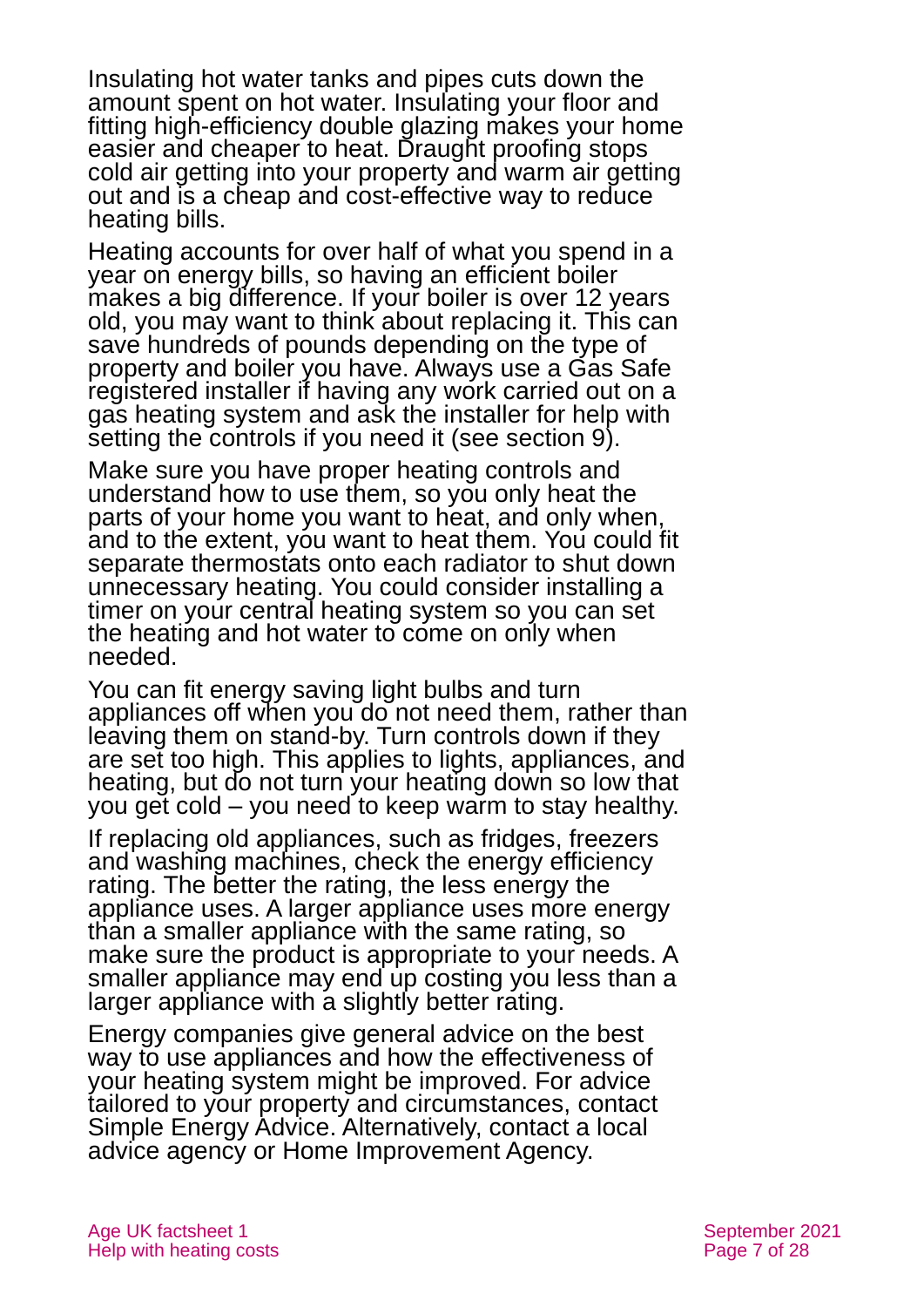Insulating hot water tanks and pipes cuts down the amount spent on hot water. Insulating your floor and fitting high-efficiency double glazing makes your home easier and cheaper to heat. Draught proofing stops cold air getting into your property and warm air getting out and is a cheap and cost-effective way to reduce heating bills.

Heating accounts for over half of what you spend in a year on energy bills, so having an efficient boiler makes a big difference. If your boiler is over 12 years old, you may want to think about replacing it. This can save hundreds of pounds depending on the type of property and boiler you have. Always use a Gas Safe registered installer if having any work carried out on a gas heating system and ask the installer for help with setting the controls if you need it (see section 9).

Make sure you have proper heating controls and understand how to use them, so you only heat the parts of your home you want to heat, and only when, and to the extent, you want to heat them. You could fit separate thermostats onto each radiator to shut down unnecessary heating. You could consider installing a timer on your central heating system so you can set the heating and hot water to come on only when needed.

You can fit energy saving light bulbs and turn appliances off when you do not need them, rather than leaving them on stand-by. Turn controls down if they are set too high. This applies to lights, appliances, and heating, but do not turn your heating down so low that you get cold – you need to keep warm to stay healthy.

If replacing old appliances, such as fridges, freezers and washing machines, check the energy efficiency rating. The better the rating, the less energy the appliance uses. A larger appliance uses more energy than a smaller appliance with the same rating, so make sure the product is appropriate to your needs. A smaller appliance may end up costing you less than a larger appliance with a slightly better rating.

Energy companies give general advice on the best way to use appliances and how the effectiveness of your heating system might be improved. For advice tailored to your property and circumstances, contact Simple Energy Advice. Alternatively, contact a local advice agency or Home Improvement Agency.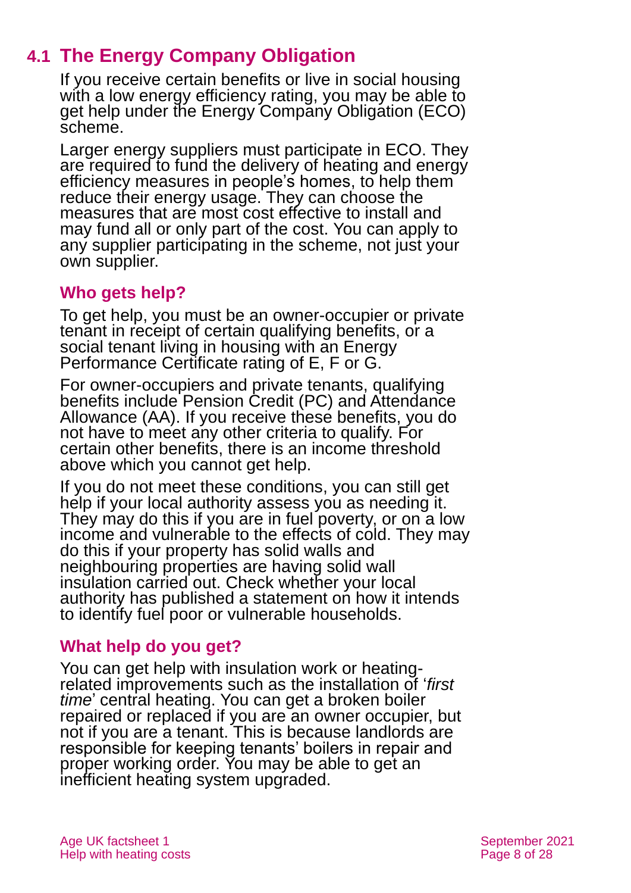## 4.1 The Energy Company Obligation

If you receive certain benefits or live in social housing with a low energy efficiency rating, you may be able to get help under the Energy Company Obligation (ECO) scheme.

Larger energy suppliers must participate in ECO. They are required to fund the delivery of heating and energy efficiency measures in people's homes, to help them reduce their energy usage. They can choose the measures that are most cost effective to install and may fund all or only part of the cost. You can apply to any supplier participating in the scheme, not just your own supplier.

### Who gets help?

To get help, you must be an owner-occupier or private tenant in receipt of certain qualifying benefits, or a social tenant living in housing with an Energy Performance Certificate rating of E, F or G.

For owner-occupiers and private tenants, qualifying benefits include Pension Credit (PC) and Attendance Allowance (AA). If you receive these benefits, you do not have to meet any other criteria to qualify. For certain other benefits, there is an income threshold above which you cannot get help.

If you do not meet these conditions, you can still get help if your local authority assess you as needing it. They may do this if you are in fuel poverty, or on a low income and vulnerable to the effects of cold. They may do this if your property has solid walls and neighbouring properties are having solid wall insulation carried out. Check whether your local authority has published a statement on how it intends to identify fuel poor or vulnerable households.

### What help do you get?

You can get help with insulation work or heating-related improvements such as the installation of '*first time*' central heating. You can get a broken boiler repaired or replaced if you are an owner occupier, but not if you are a tenant. This is because landlords are responsible for keeping tenants' boilers in repair and proper working order. You may be able to get an inefficient heating system upgraded.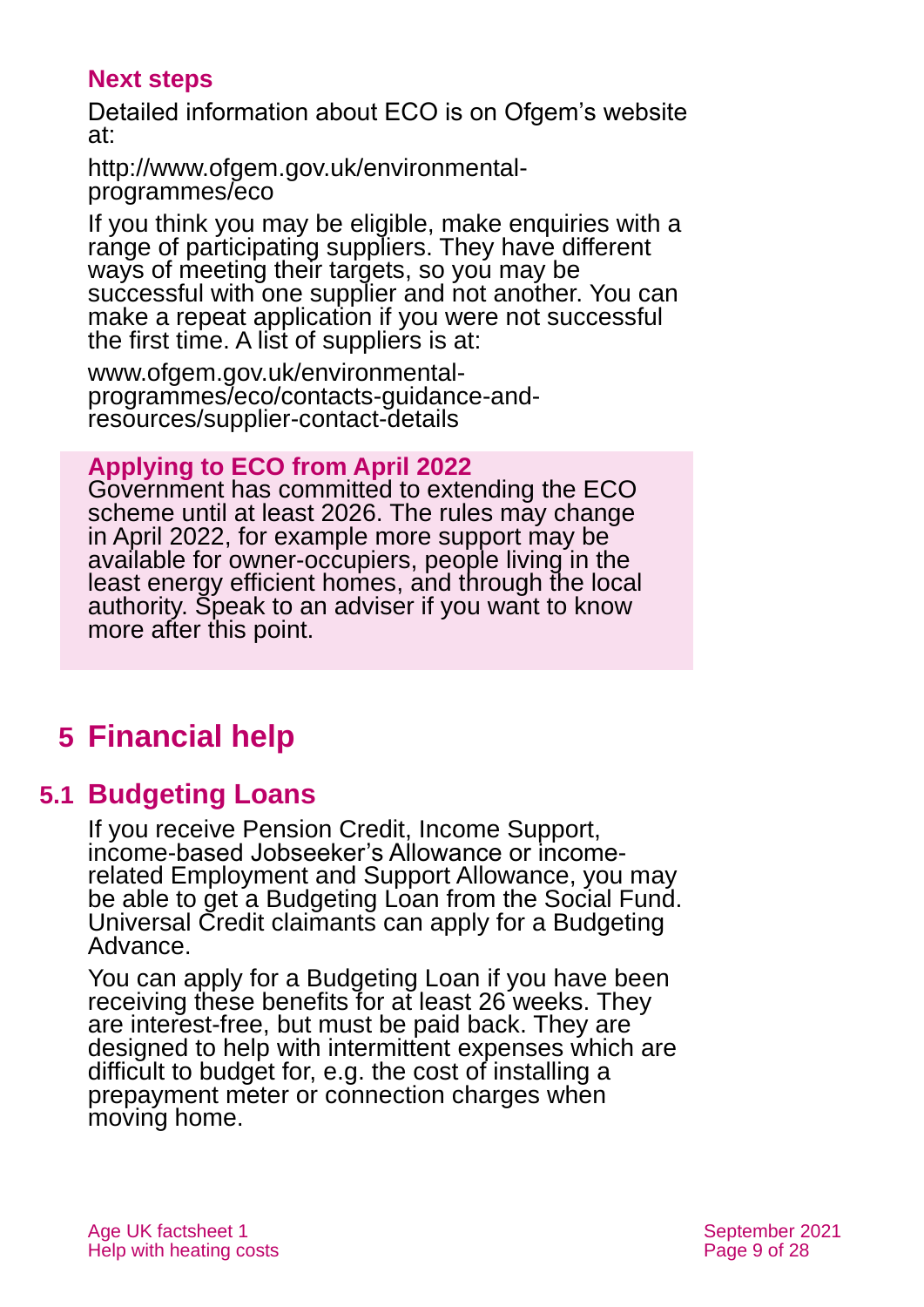### Next steps

Detailed information about ECO is on Ofgem's website at:

http://www.ofgem.gov.uk/environmental-programmes/eco

If you think you may be eligible, make enquiries with a range of participating suppliers. They have different ways of meeting their targets, so you may be successful with one supplier and not another. You can make a repeat application if you were not successful the first time. A list of suppliers is at:

www.ofgem.gov.uk/environmental-programmes/eco/contacts-guidance-and-resources/supplier-contact-details

**Applying to ECO from April 2022**

Government has committed to extending the ECO scheme until at least 2026. The rules may change in April 2022, for example more support may be available for owner-occupiers, people living in the least energy efficient homes, and through the local authority. Speak to an adviser if you want to know more after this point.

# 5 Financial help

## 5.1 Budgeting Loans

If you receive Pension Credit, Income Support, income-based Jobseeker's Allowance or income-related Employment and Support Allowance, you may be able to get a Budgeting Loan from the Social Fund. Universal Credit claimants can apply for a Budgeting Advance.

You can apply for a Budgeting Loan if you have been receiving these benefits for at least 26 weeks. They are interest-free, but must be paid back. They are designed to help with intermittent expenses which are difficult to budget for, e.g. the cost of installing a prepayment meter or connection charges when moving home.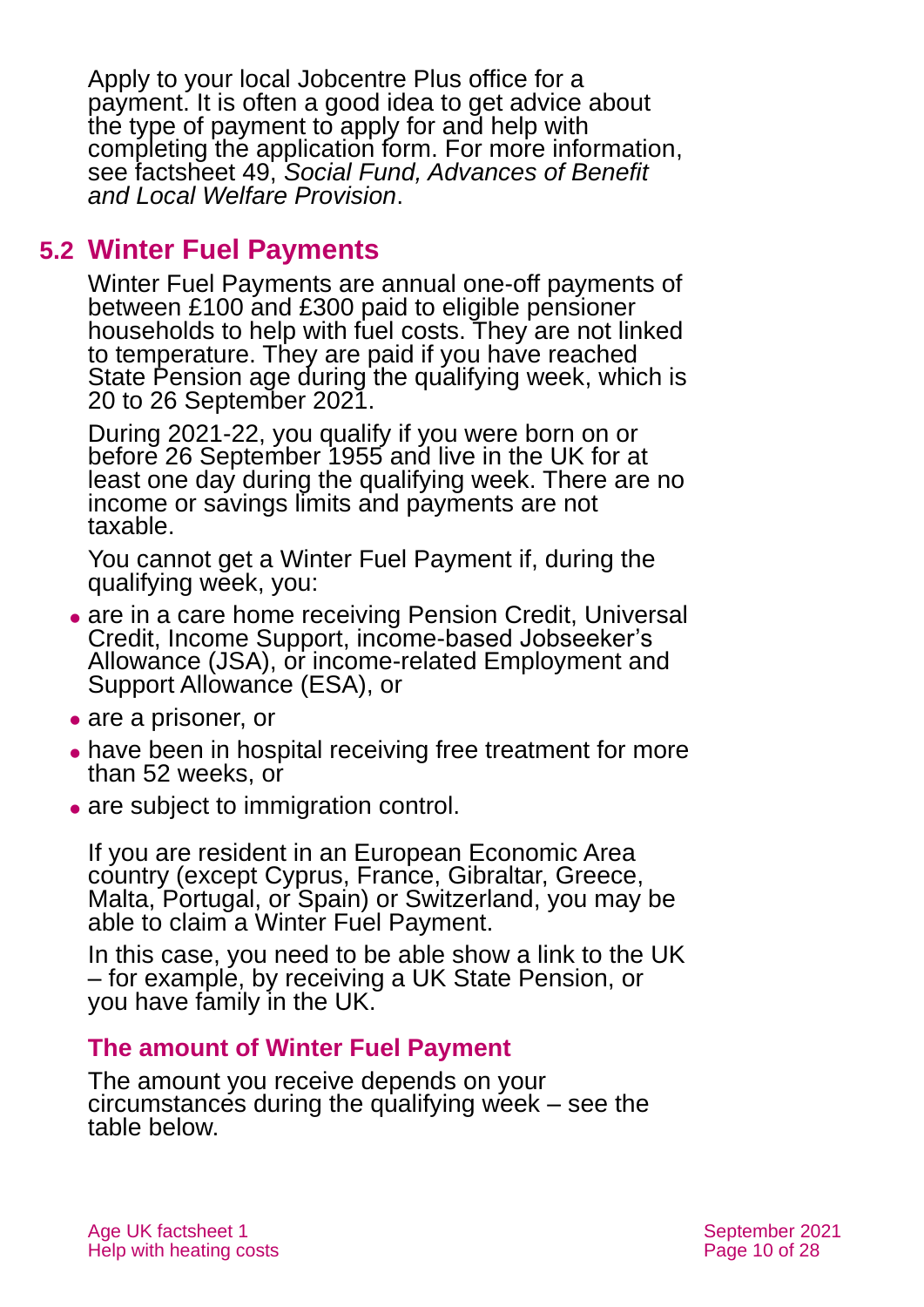Apply to your local Jobcentre Plus office for a payment. It is often a good idea to get advice about the type of payment to apply for and help with completing the application form. For more information, see factsheet 49, *Social Fund, Advances of Benefit and Local Welfare Provision*.

## 5.2 Winter Fuel Payments

Winter Fuel Payments are annual one-off payments of between £100 and £300 paid to eligible pensioner households to help with fuel costs. They are not linked to temperature. They are paid if you have reached State Pension age during the qualifying week, which is 20 to 26 September 2021.

During 2021-22, you qualify if you were born on or before 26 September 1955 and live in the UK for at least one day during the qualifying week. There are no income or savings limits and payments are not taxable.

You cannot get a Winter Fuel Payment if, during the qualifying week, you:

- are in a care home receiving Pension Credit, Universal Credit, Income Support, income-based Jobseeker's Allowance (JSA), or income-related Employment and Support Allowance (ESA), or
- are a prisoner, or
- have been in hospital receiving free treatment for more than 52 weeks, or
- are subject to immigration control.

If you are resident in an European Economic Area country (except Cyprus, France, Gibraltar, Greece, Malta, Portugal, or Spain) or Switzerland, you may be able to claim a Winter Fuel Payment.

In this case, you need to be able show a link to the UK – for example, by receiving a UK State Pension, or you have family in the UK.

### The amount of Winter Fuel Payment

The amount you receive depends on your circumstances during the qualifying week – see the table below.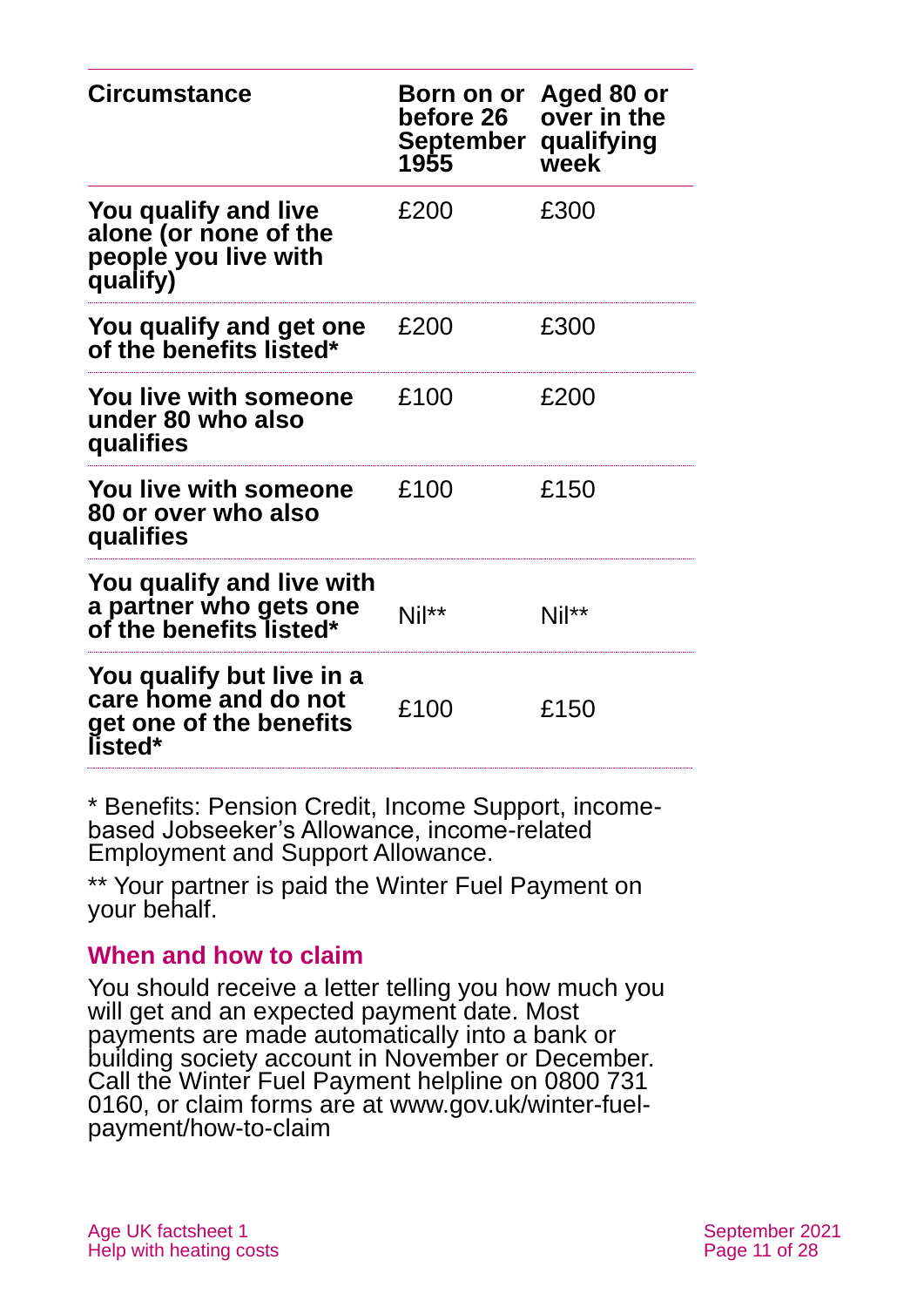| Circumstance | Born on or before 26 September 1955 | Aged 80 or over in the qualifying week |
|---|---|---|
| **You qualify and live alone (or none of the people you live with qualify)** | £200 | £300 |
| **You qualify and get one of the benefits listed*** | £200 | £300 |
| **You live with someone under 80 who also qualifies** | £100 | £200 |
| **You live with someone 80 or over who also qualifies** | £100 | £150 |
| **You qualify and live with a partner who gets one of the benefits listed*** | Nil** | Nil** |
| **You qualify but live in a care home and do not get one of the benefits listed*** | £100 | £150 |

* Benefits: Pension Credit, Income Support, income-based Jobseeker's Allowance, income-related Employment and Support Allowance.

** Your partner is paid the Winter Fuel Payment on your behalf.

### When and how to claim

You should receive a letter telling you how much you will get and an expected payment date. Most payments are made automatically into a bank or building society account in November or December. Call the Winter Fuel Payment helpline on 0800 731 0160, or claim forms are at www.gov.uk/winter-fuel-payment/how-to-claim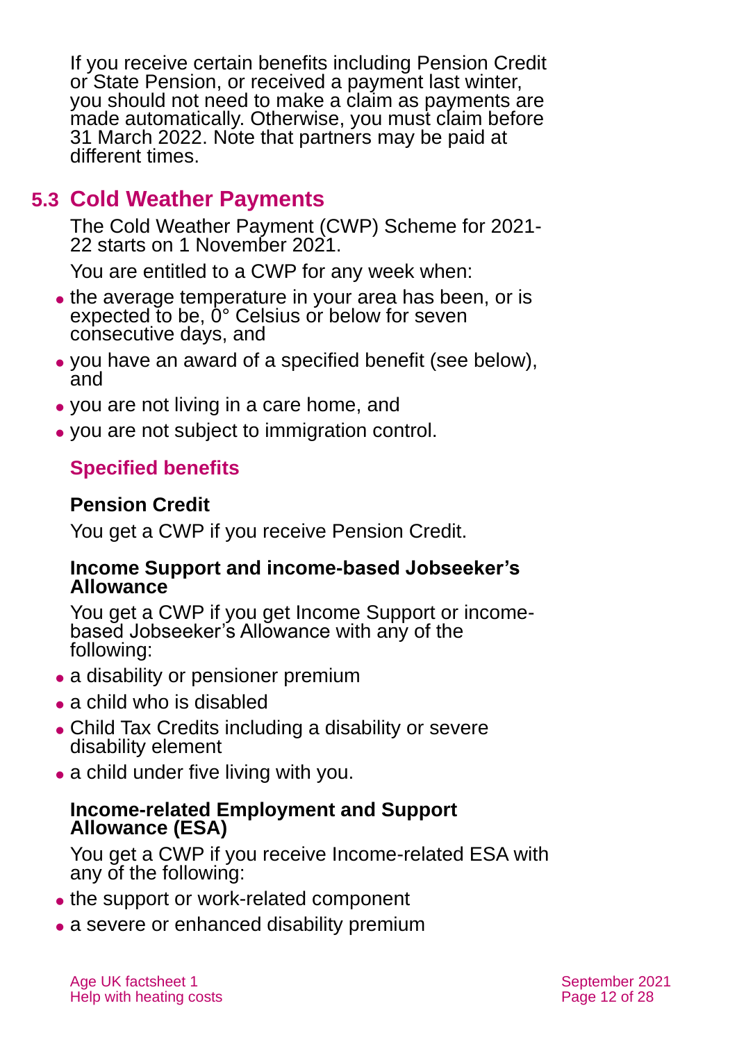If you receive certain benefits including Pension Credit or State Pension, or received a payment last winter, you should not need to make a claim as payments are made automatically. Otherwise, you must claim before 31 March 2022. Note that partners may be paid at different times.

## 5.3 Cold Weather Payments

The Cold Weather Payment (CWP) Scheme for 2021-22 starts on 1 November 2021.

You are entitled to a CWP for any week when:

- the average temperature in your area has been, or is expected to be, 0° Celsius or below for seven consecutive days, and
- you have an award of a specified benefit (see below), and
- you are not living in a care home, and
- you are not subject to immigration control.

### Specified benefits

**Pension Credit**

You get a CWP if you receive Pension Credit.

**Income Support and income-based Jobseeker's Allowance**

You get a CWP if you get Income Support or income-based Jobseeker's Allowance with any of the following:

- a disability or pensioner premium
- a child who is disabled
- Child Tax Credits including a disability or severe disability element
- a child under five living with you.

**Income-related Employment and Support Allowance (ESA)**

You get a CWP if you receive Income-related ESA with any of the following:

- the support or work-related component
- a severe or enhanced disability premium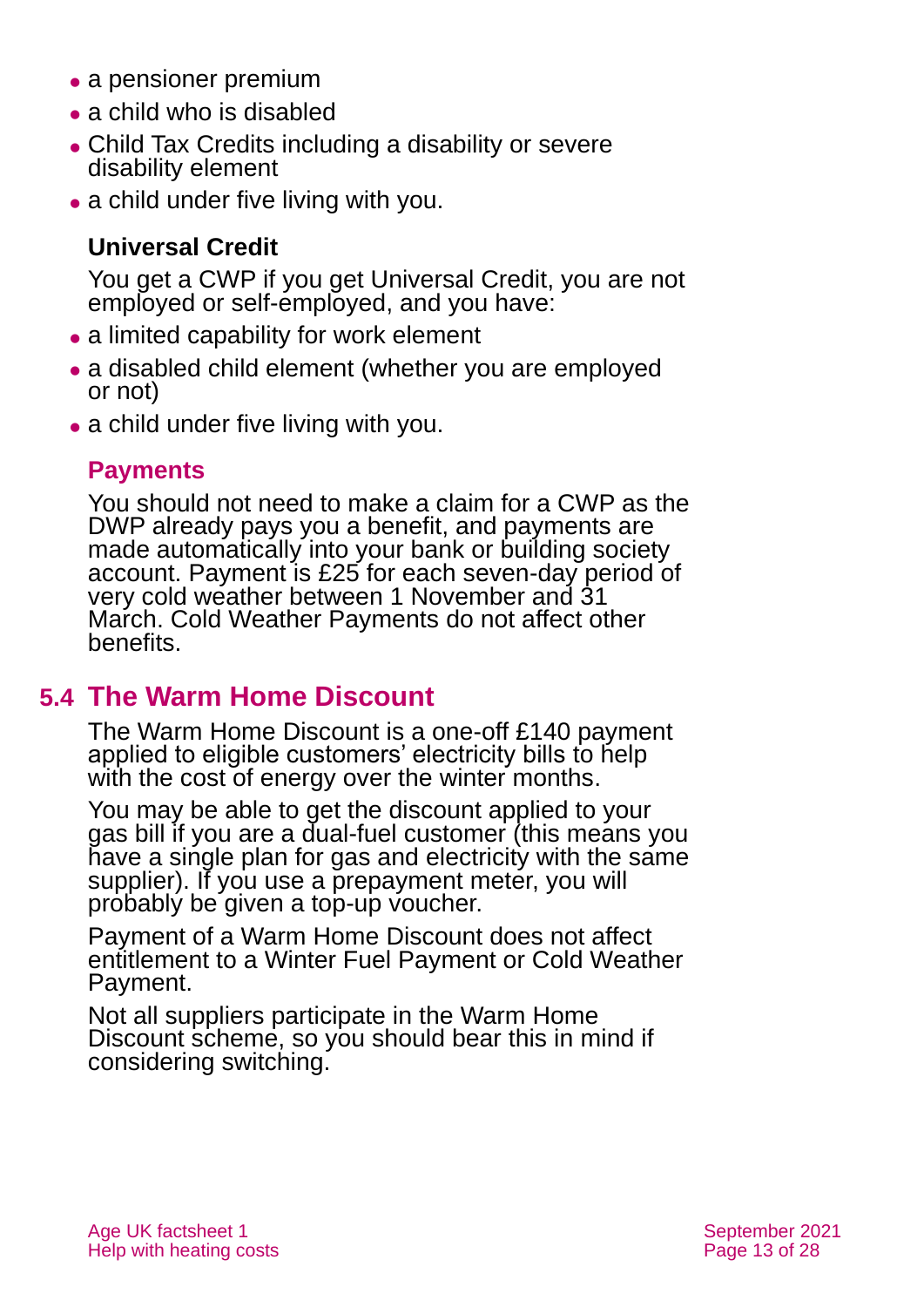- a pensioner premium
- a child who is disabled
- Child Tax Credits including a disability or severe disability element
- a child under five living with you.

**Universal Credit**

You get a CWP if you get Universal Credit, you are not employed or self-employed, and you have:

- a limited capability for work element
- a disabled child element (whether you are employed or not)
- a child under five living with you.

### Payments

You should not need to make a claim for a CWP as the DWP already pays you a benefit, and payments are made automatically into your bank or building society account. Payment is £25 for each seven-day period of very cold weather between 1 November and 31 March. Cold Weather Payments do not affect other benefits.

## 5.4 The Warm Home Discount

The Warm Home Discount is a one-off £140 payment applied to eligible customers' electricity bills to help with the cost of energy over the winter months.

You may be able to get the discount applied to your gas bill if you are a dual-fuel customer (this means you have a single plan for gas and electricity with the same supplier). If you use a prepayment meter, you will probably be given a top-up voucher.

Payment of a Warm Home Discount does not affect entitlement to a Winter Fuel Payment or Cold Weather Payment.

Not all suppliers participate in the Warm Home Discount scheme, so you should bear this in mind if considering switching.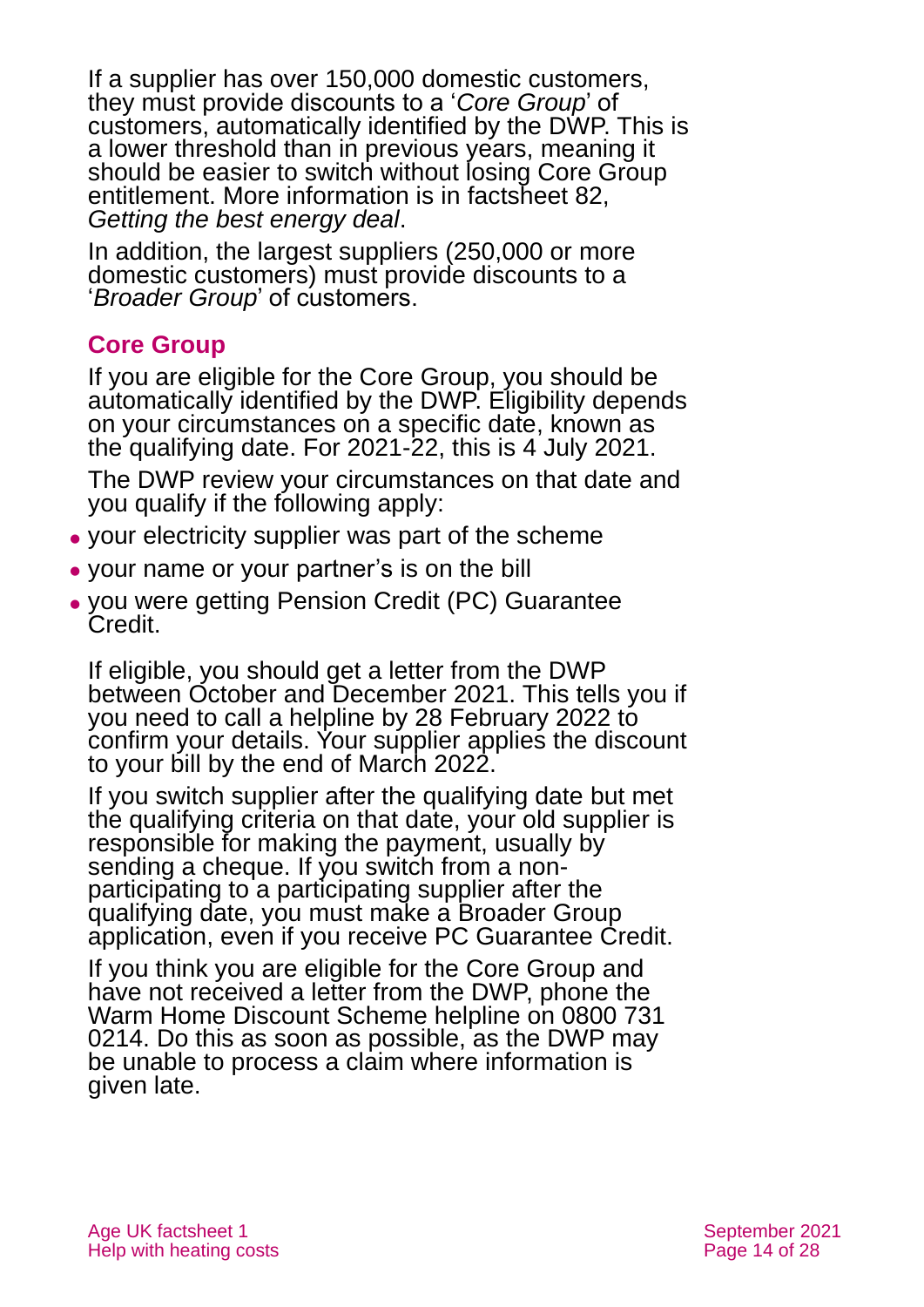If a supplier has over 150,000 domestic customers, they must provide discounts to a '*Core Group*' of customers, automatically identified by the DWP. This is a lower threshold than in previous years, meaning it should be easier to switch without losing Core Group entitlement. More information is in factsheet 82, *Getting the best energy deal*.

In addition, the largest suppliers (250,000 or more domestic customers) must provide discounts to a '*Broader Group*' of customers.

## Core Group

If you are eligible for the Core Group, you should be automatically identified by the DWP. Eligibility depends on your circumstances on a specific date, known as the qualifying date. For 2021-22, this is 4 July 2021.

The DWP review your circumstances on that date and you qualify if the following apply:

- your electricity supplier was part of the scheme
- your name or your partner's is on the bill
- you were getting Pension Credit (PC) Guarantee Credit.

If eligible, you should get a letter from the DWP between October and December 2021. This tells you if you need to call a helpline by 28 February 2022 to confirm your details. Your supplier applies the discount to your bill by the end of March 2022.

If you switch supplier after the qualifying date but met the qualifying criteria on that date, your old supplier is responsible for making the payment, usually by sending a cheque. If you switch from a non-participating to a participating supplier after the qualifying date, you must make a Broader Group application, even if you receive PC Guarantee Credit.

If you think you are eligible for the Core Group and have not received a letter from the DWP, phone the Warm Home Discount Scheme helpline on 0800 731 0214. Do this as soon as possible, as the DWP may be unable to process a claim where information is given late.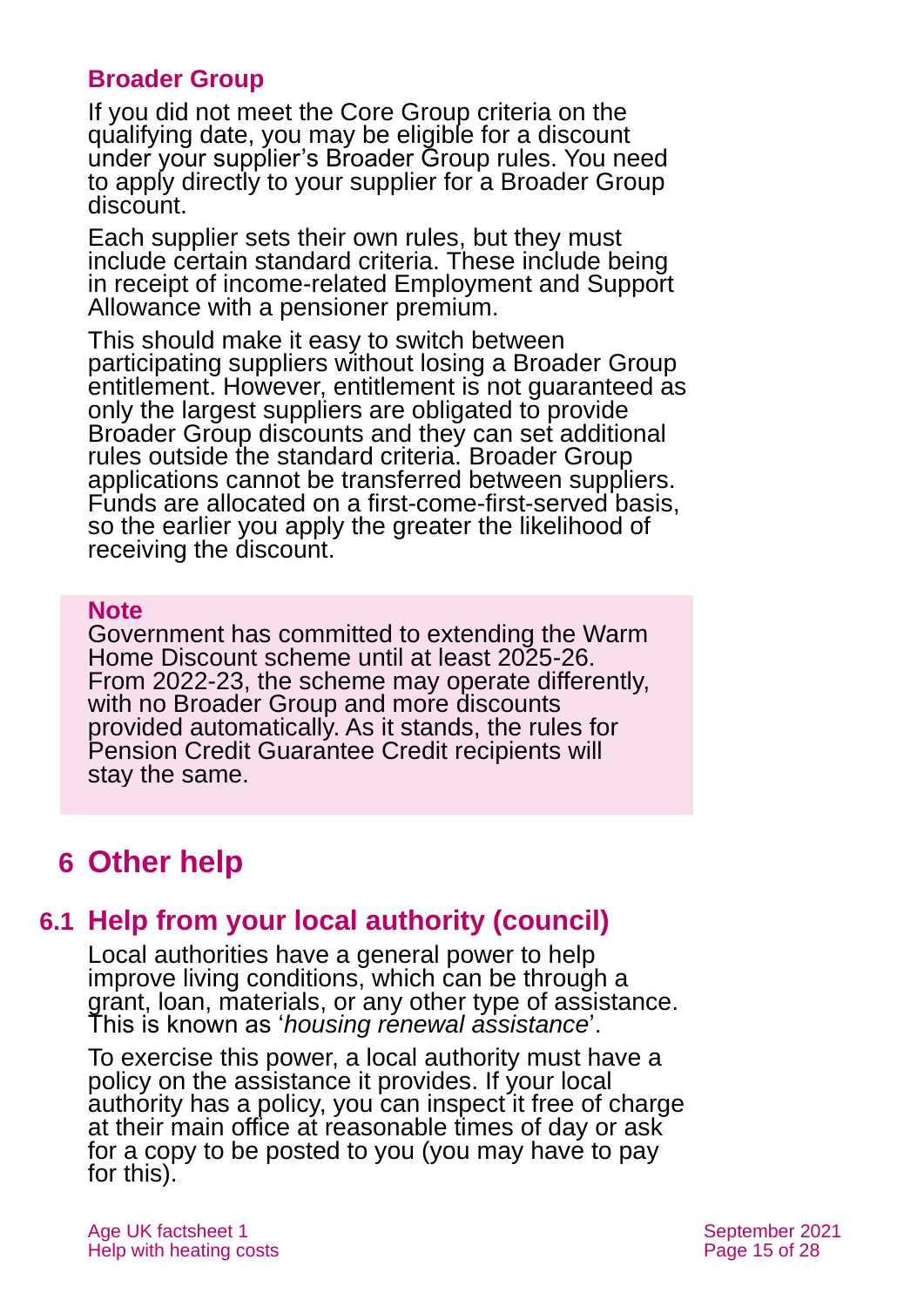### Broader Group

If you did not meet the Core Group criteria on the qualifying date, you may be eligible for a discount under your supplier's Broader Group rules. You need to apply directly to your supplier for a Broader Group discount.

Each supplier sets their own rules, but they must include certain standard criteria. These include being in receipt of income-related Employment and Support Allowance with a pensioner premium.

This should make it easy to switch between participating suppliers without losing a Broader Group entitlement. However, entitlement is not guaranteed as only the largest suppliers are obligated to provide Broader Group discounts and they can set additional rules outside the standard criteria. Broader Group applications cannot be transferred between suppliers. Funds are allocated on a first-come-first-served basis, so the earlier you apply the greater the likelihood of receiving the discount.

> **Note**
> Government has committed to extending the Warm Home Discount scheme until at least 2025-26. From 2022-23, the scheme may operate differently, with no Broader Group and more discounts provided automatically. As it stands, the rules for Pension Credit Guarantee Credit recipients will stay the same.

# 6 Other help

## 6.1 Help from your local authority (council)

Local authorities have a general power to help improve living conditions, which can be through a grant, loan, materials, or any other type of assistance. This is known as '*housing renewal assistance*'.

To exercise this power, a local authority must have a policy on the assistance it provides. If your local authority has a policy, you can inspect it free of charge at their main office at reasonable times of day or ask for a copy to be posted to you (you may have to pay for this).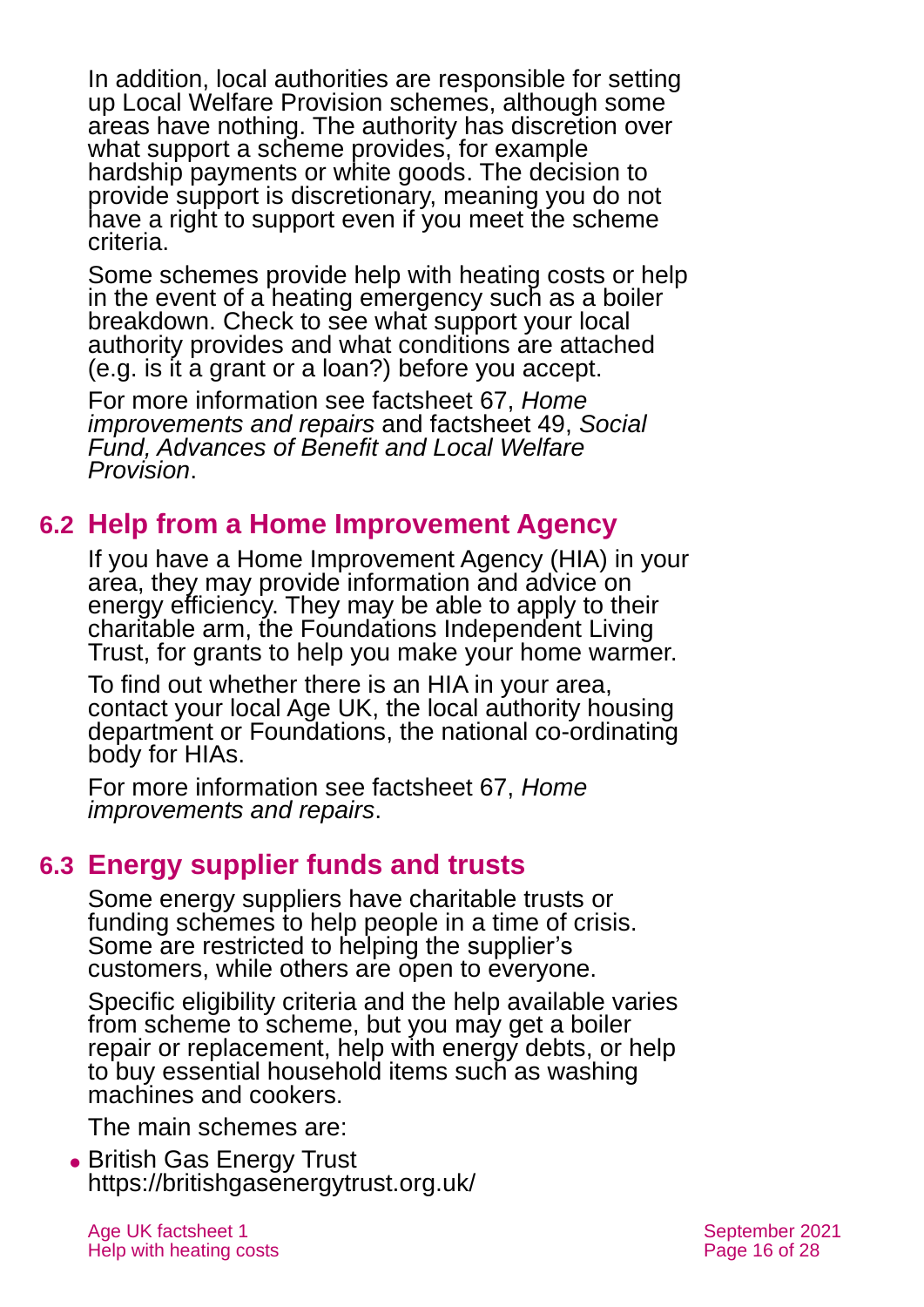In addition, local authorities are responsible for setting up Local Welfare Provision schemes, although some areas have nothing. The authority has discretion over what support a scheme provides, for example hardship payments or white goods. The decision to provide support is discretionary, meaning you do not have a right to support even if you meet the scheme criteria.

Some schemes provide help with heating costs or help in the event of a heating emergency such as a boiler breakdown. Check to see what support your local authority provides and what conditions are attached (e.g. is it a grant or a loan?) before you accept.

For more information see factsheet 67, *Home improvements and repairs* and factsheet 49, *Social Fund, Advances of Benefit and Local Welfare Provision*.

## 6.2 Help from a Home Improvement Agency

If you have a Home Improvement Agency (HIA) in your area, they may provide information and advice on energy efficiency. They may be able to apply to their charitable arm, the Foundations Independent Living Trust, for grants to help you make your home warmer.

To find out whether there is an HIA in your area, contact your local Age UK, the local authority housing department or Foundations, the national co-ordinating body for HIAs.

For more information see factsheet 67, *Home improvements and repairs*.

## 6.3 Energy supplier funds and trusts

Some energy suppliers have charitable trusts or funding schemes to help people in a time of crisis. Some are restricted to helping the supplier's customers, while others are open to everyone.

Specific eligibility criteria and the help available varies from scheme to scheme, but you may get a boiler repair or replacement, help with energy debts, or help to buy essential household items such as washing machines and cookers.

The main schemes are:

- British Gas Energy Trust https://britishgasenergytrust.org.uk/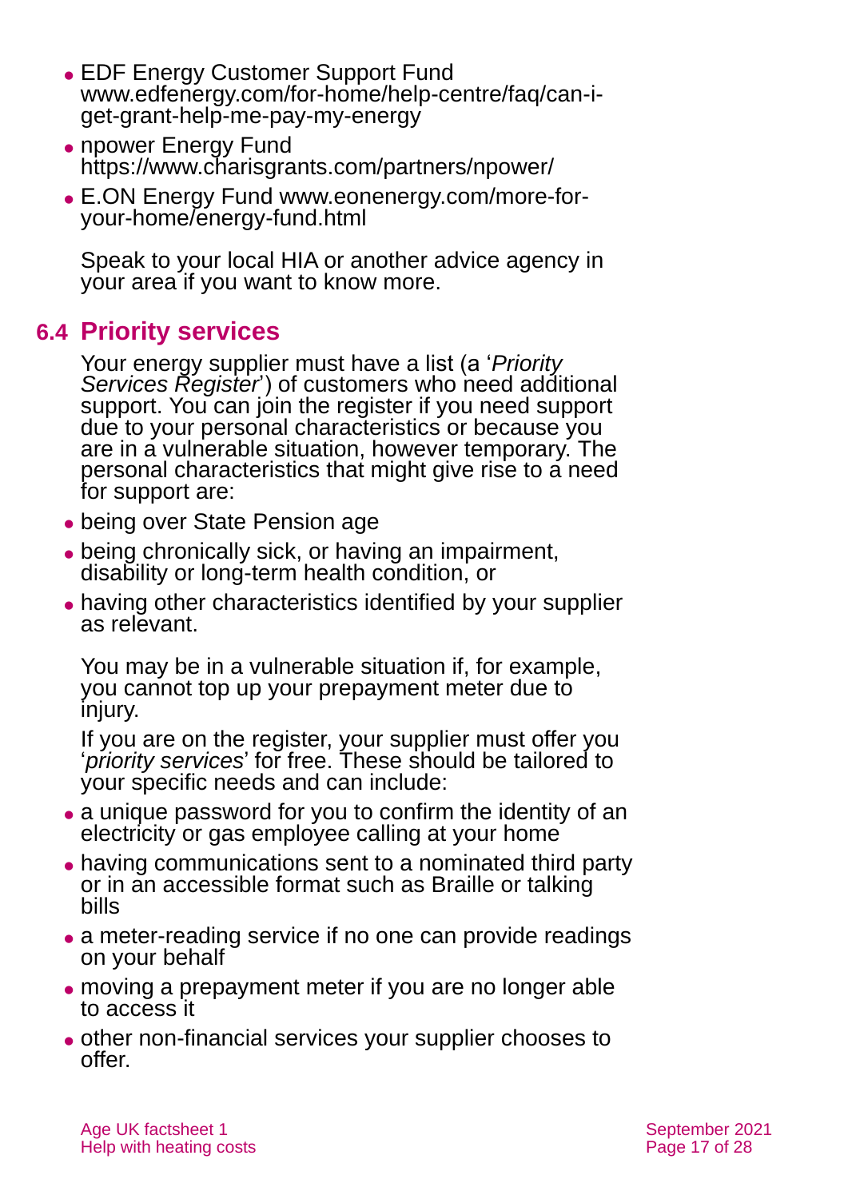- EDF Energy Customer Support Fund www.edfenergy.com/for-home/help-centre/faq/can-i-get-grant-help-me-pay-my-energy
- npower Energy Fund https://www.charisgrants.com/partners/npower/
- E.ON Energy Fund www.eonenergy.com/more-for-your-home/energy-fund.html

Speak to your local HIA or another advice agency in your area if you want to know more.

## 6.4 Priority services

Your energy supplier must have a list (a '*Priority Services Register*') of customers who need additional support. You can join the register if you need support due to your personal characteristics or because you are in a vulnerable situation, however temporary. The personal characteristics that might give rise to a need for support are:

- being over State Pension age
- being chronically sick, or having an impairment, disability or long-term health condition, or
- having other characteristics identified by your supplier as relevant.

You may be in a vulnerable situation if, for example, you cannot top up your prepayment meter due to injury.

If you are on the register, your supplier must offer you '*priority services*' for free. These should be tailored to your specific needs and can include:

- a unique password for you to confirm the identity of an electricity or gas employee calling at your home
- having communications sent to a nominated third party or in an accessible format such as Braille or talking bills
- a meter-reading service if no one can provide readings on your behalf
- moving a prepayment meter if you are no longer able to access it
- other non-financial services your supplier chooses to offer.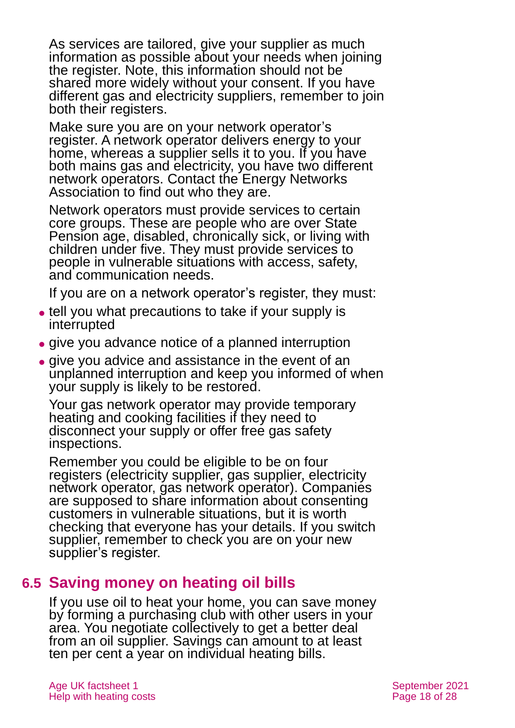As services are tailored, give your supplier as much information as possible about your needs when joining the register. Note, this information should not be shared more widely without your consent. If you have different gas and electricity suppliers, remember to join both their registers.

Make sure you are on your network operator's register. A network operator delivers energy to your home, whereas a supplier sells it to you. If you have both mains gas and electricity, you have two different network operators. Contact the Energy Networks Association to find out who they are.

Network operators must provide services to certain core groups. These are people who are over State Pension age, disabled, chronically sick, or living with children under five. They must provide services to people in vulnerable situations with access, safety, and communication needs.

If you are on a network operator's register, they must:

- tell you what precautions to take if your supply is interrupted
- give you advance notice of a planned interruption
- give you advice and assistance in the event of an unplanned interruption and keep you informed of when your supply is likely to be restored.

Your gas network operator may provide temporary heating and cooking facilities if they need to disconnect your supply or offer free gas safety inspections.

Remember you could be eligible to be on four registers (electricity supplier, gas supplier, electricity network operator, gas network operator). Companies are supposed to share information about consenting customers in vulnerable situations, but it is worth checking that everyone has your details. If you switch supplier, remember to check you are on your new supplier's register.

## 6.5 Saving money on heating oil bills

If you use oil to heat your home, you can save money by forming a purchasing club with other users in your area. You negotiate collectively to get a better deal from an oil supplier. Savings can amount to at least ten per cent a year on individual heating bills.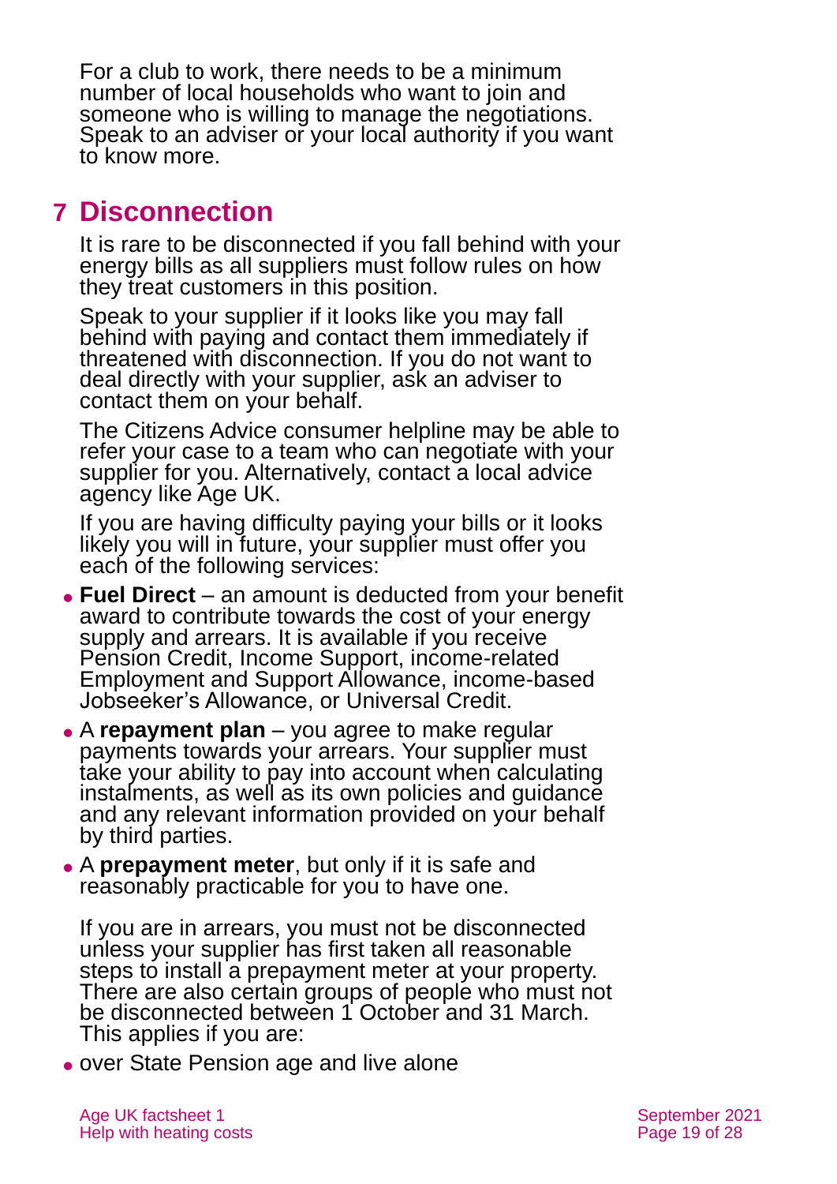For a club to work, there needs to be a minimum number of local households who want to join and someone who is willing to manage the negotiations. Speak to an adviser or your local authority if you want to know more.

## 7 Disconnection

It is rare to be disconnected if you fall behind with your energy bills as all suppliers must follow rules on how they treat customers in this position.

Speak to your supplier if it looks like you may fall behind with paying and contact them immediately if threatened with disconnection. If you do not want to deal directly with your supplier, ask an adviser to contact them on your behalf.

The Citizens Advice consumer helpline may be able to refer your case to a team who can negotiate with your supplier for you. Alternatively, contact a local advice agency like Age UK.

If you are having difficulty paying your bills or it looks likely you will in future, your supplier must offer you each of the following services:

- **Fuel Direct** – an amount is deducted from your benefit award to contribute towards the cost of your energy supply and arrears. It is available if you receive Pension Credit, Income Support, income-related Employment and Support Allowance, income-based Jobseeker's Allowance, or Universal Credit.
- A **repayment plan** – you agree to make regular payments towards your arrears. Your supplier must take your ability to pay into account when calculating instalments, as well as its own policies and guidance and any relevant information provided on your behalf by third parties.
- A **prepayment meter**, but only if it is safe and reasonably practicable for you to have one.

If you are in arrears, you must not be disconnected unless your supplier has first taken all reasonable steps to install a prepayment meter at your property. There are also certain groups of people who must not be disconnected between 1 October and 31 March. This applies if you are:

- over State Pension age and live alone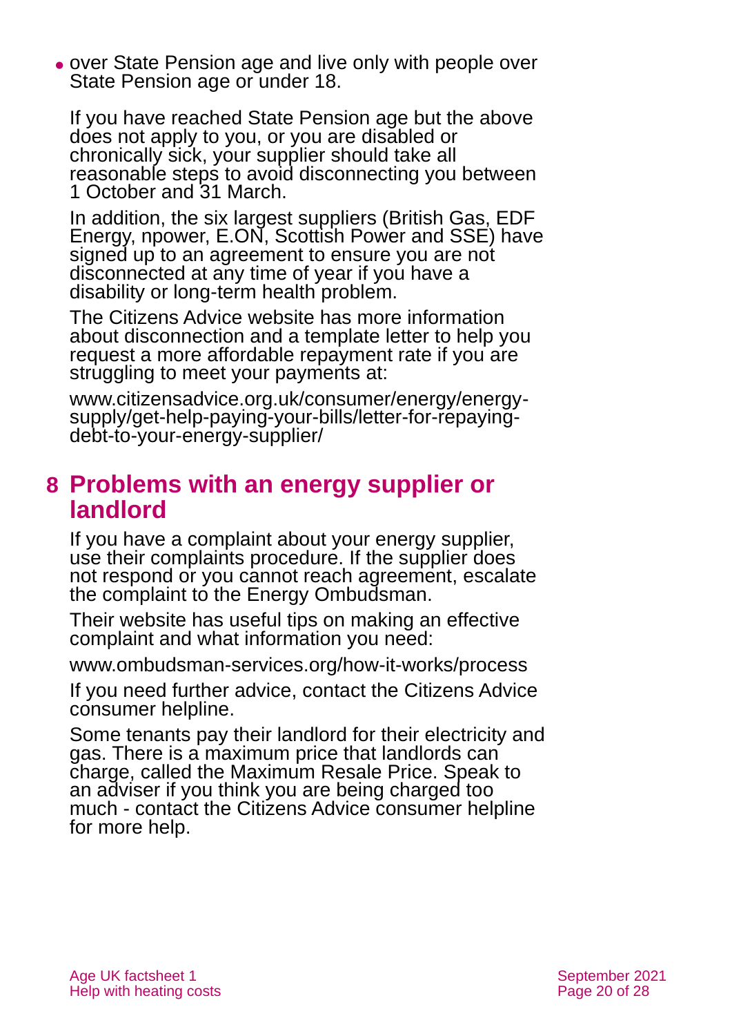- over State Pension age and live only with people over State Pension age or under 18.

If you have reached State Pension age but the above does not apply to you, or you are disabled or chronically sick, your supplier should take all reasonable steps to avoid disconnecting you between 1 October and 31 March.

In addition, the six largest suppliers (British Gas, EDF Energy, npower, E.ON, Scottish Power and SSE) have signed up to an agreement to ensure you are not disconnected at any time of year if you have a disability or long-term health problem.

The Citizens Advice website has more information about disconnection and a template letter to help you request a more affordable repayment rate if you are struggling to meet your payments at:

www.citizensadvice.org.uk/consumer/energy/energy-supply/get-help-paying-your-bills/letter-for-repaying-debt-to-your-energy-supplier/

## 8 Problems with an energy supplier or landlord

If you have a complaint about your energy supplier, use their complaints procedure. If the supplier does not respond or you cannot reach agreement, escalate the complaint to the Energy Ombudsman.

Their website has useful tips on making an effective complaint and what information you need:

www.ombudsman-services.org/how-it-works/process

If you need further advice, contact the Citizens Advice consumer helpline.

Some tenants pay their landlord for their electricity and gas. There is a maximum price that landlords can charge, called the Maximum Resale Price. Speak to an adviser if you think you are being charged too much - contact the Citizens Advice consumer helpline for more help.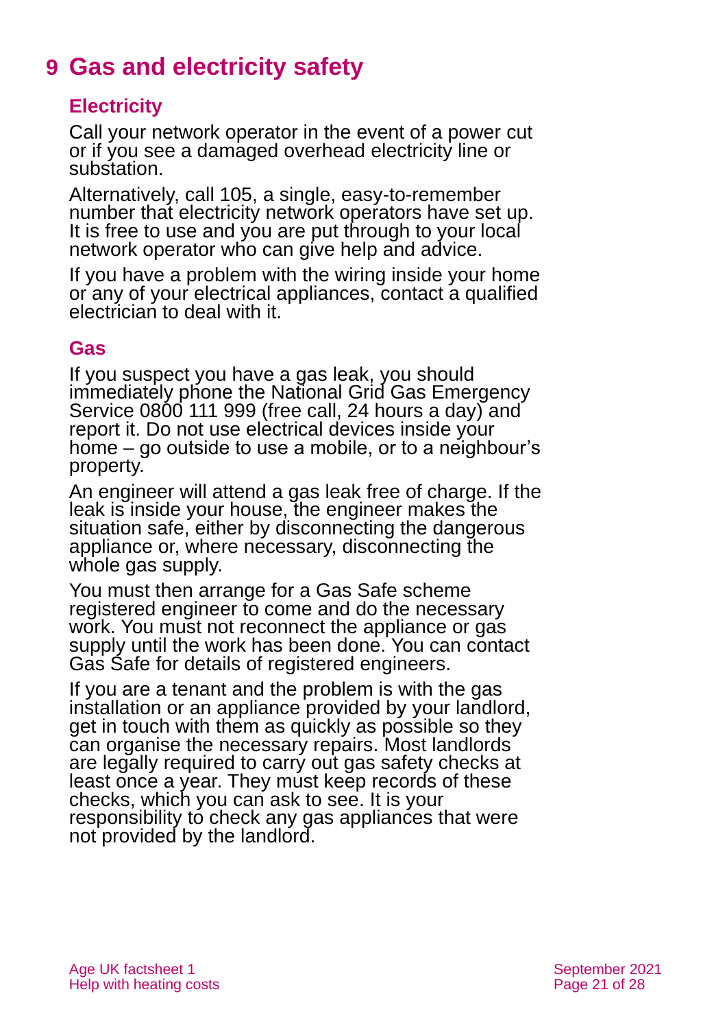# 9 Gas and electricity safety

## Electricity

Call your network operator in the event of a power cut or if you see a damaged overhead electricity line or substation.

Alternatively, call 105, a single, easy-to-remember number that electricity network operators have set up. It is free to use and you are put through to your local network operator who can give help and advice.

If you have a problem with the wiring inside your home or any of your electrical appliances, contact a qualified electrician to deal with it.

## Gas

If you suspect you have a gas leak, you should immediately phone the National Grid Gas Emergency Service 0800 111 999 (free call, 24 hours a day) and report it. Do not use electrical devices inside your home – go outside to use a mobile, or to a neighbour's property.

An engineer will attend a gas leak free of charge. If the leak is inside your house, the engineer makes the situation safe, either by disconnecting the dangerous appliance or, where necessary, disconnecting the whole gas supply.

You must then arrange for a Gas Safe scheme registered engineer to come and do the necessary work. You must not reconnect the appliance or gas supply until the work has been done. You can contact Gas Safe for details of registered engineers.

If you are a tenant and the problem is with the gas installation or an appliance provided by your landlord, get in touch with them as quickly as possible so they can organise the necessary repairs. Most landlords are legally required to carry out gas safety checks at least once a year. They must keep records of these checks, which you can ask to see. It is your responsibility to check any gas appliances that were not provided by the landlord.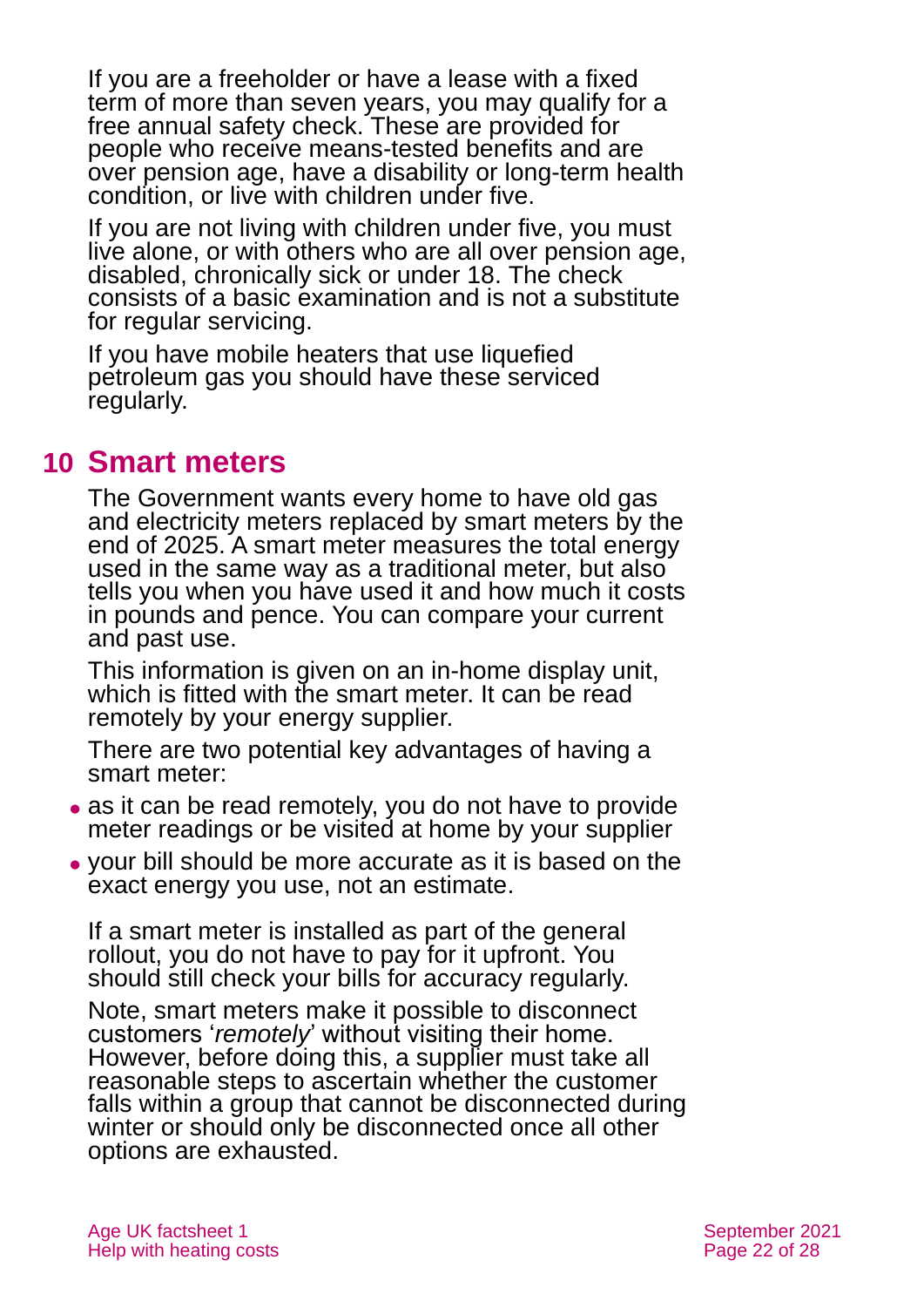If you are a freeholder or have a lease with a fixed term of more than seven years, you may qualify for a free annual safety check. These are provided for people who receive means-tested benefits and are over pension age, have a disability or long-term health condition, or live with children under five.

If you are not living with children under five, you must live alone, or with others who are all over pension age, disabled, chronically sick or under 18. The check consists of a basic examination and is not a substitute for regular servicing.

If you have mobile heaters that use liquefied petroleum gas you should have these serviced regularly.

## 10 Smart meters

The Government wants every home to have old gas and electricity meters replaced by smart meters by the end of 2025. A smart meter measures the total energy used in the same way as a traditional meter, but also tells you when you have used it and how much it costs in pounds and pence. You can compare your current and past use.

This information is given on an in-home display unit, which is fitted with the smart meter. It can be read remotely by your energy supplier.

There are two potential key advantages of having a smart meter:

- as it can be read remotely, you do not have to provide meter readings or be visited at home by your supplier
- your bill should be more accurate as it is based on the exact energy you use, not an estimate.

If a smart meter is installed as part of the general rollout, you do not have to pay for it upfront. You should still check your bills for accuracy regularly.

Note, smart meters make it possible to disconnect customers '*remotely*' without visiting their home. However, before doing this, a supplier must take all reasonable steps to ascertain whether the customer falls within a group that cannot be disconnected during winter or should only be disconnected once all other options are exhausted.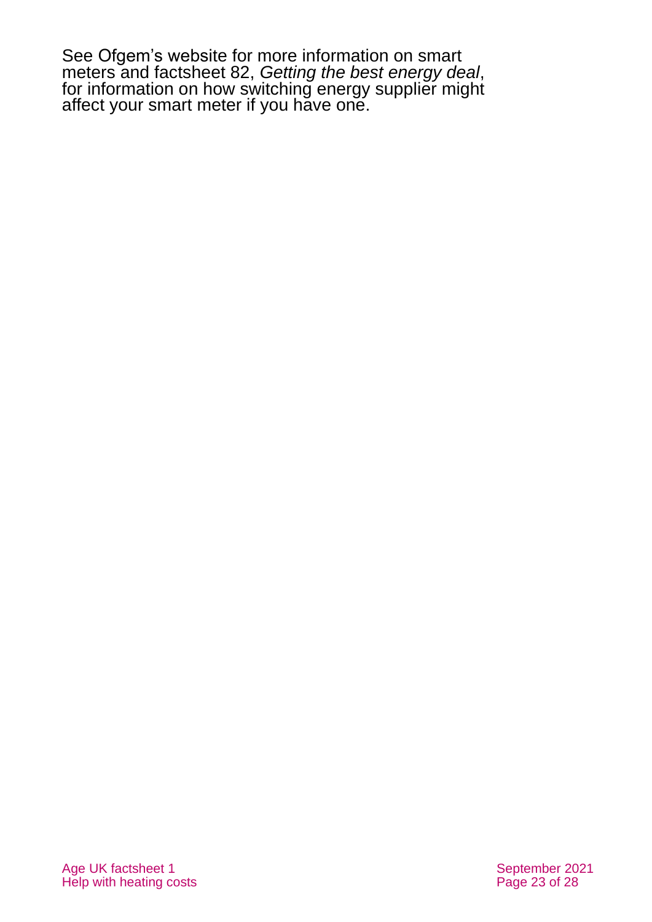See Ofgem's website for more information on smart meters and factsheet 82, *Getting the best energy deal*, for information on how switching energy supplier might affect your smart meter if you have one.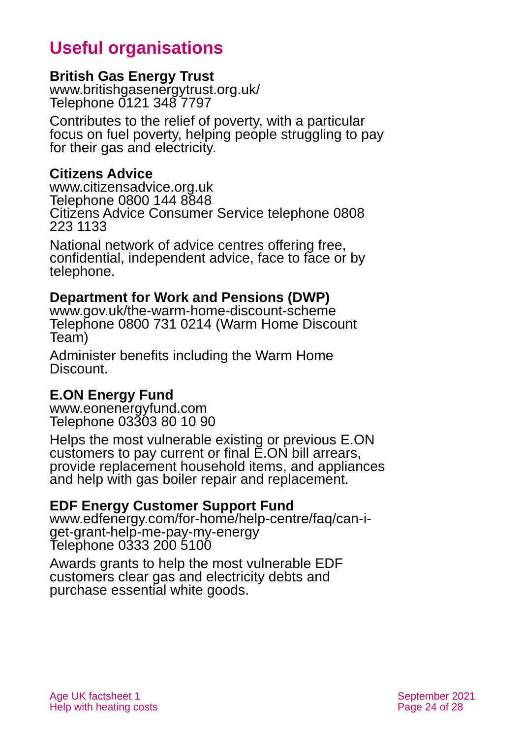# Useful organisations

**British Gas Energy Trust**
www.britishgasenergytrust.org.uk/
Telephone 0121 348 7797

Contributes to the relief of poverty, with a particular focus on fuel poverty, helping people struggling to pay for their gas and electricity.

**Citizens Advice**
www.citizensadvice.org.uk
Telephone 0800 144 8848
Citizens Advice Consumer Service telephone 0808 223 1133

National network of advice centres offering free, confidential, independent advice, face to face or by telephone.

**Department for Work and Pensions (DWP)**
www.gov.uk/the-warm-home-discount-scheme
Telephone 0800 731 0214 (Warm Home Discount Team)

Administer benefits including the Warm Home Discount.

**E.ON Energy Fund**
www.eonenergyfund.com
Telephone 03303 80 10 90

Helps the most vulnerable existing or previous E.ON customers to pay current or final E.ON bill arrears, provide replacement household items, and appliances and help with gas boiler repair and replacement.

**EDF Energy Customer Support Fund**
www.edfenergy.com/for-home/help-centre/faq/can-i-get-grant-help-me-pay-my-energy
Telephone 0333 200 5100

Awards grants to help the most vulnerable EDF customers clear gas and electricity debts and purchase essential white goods.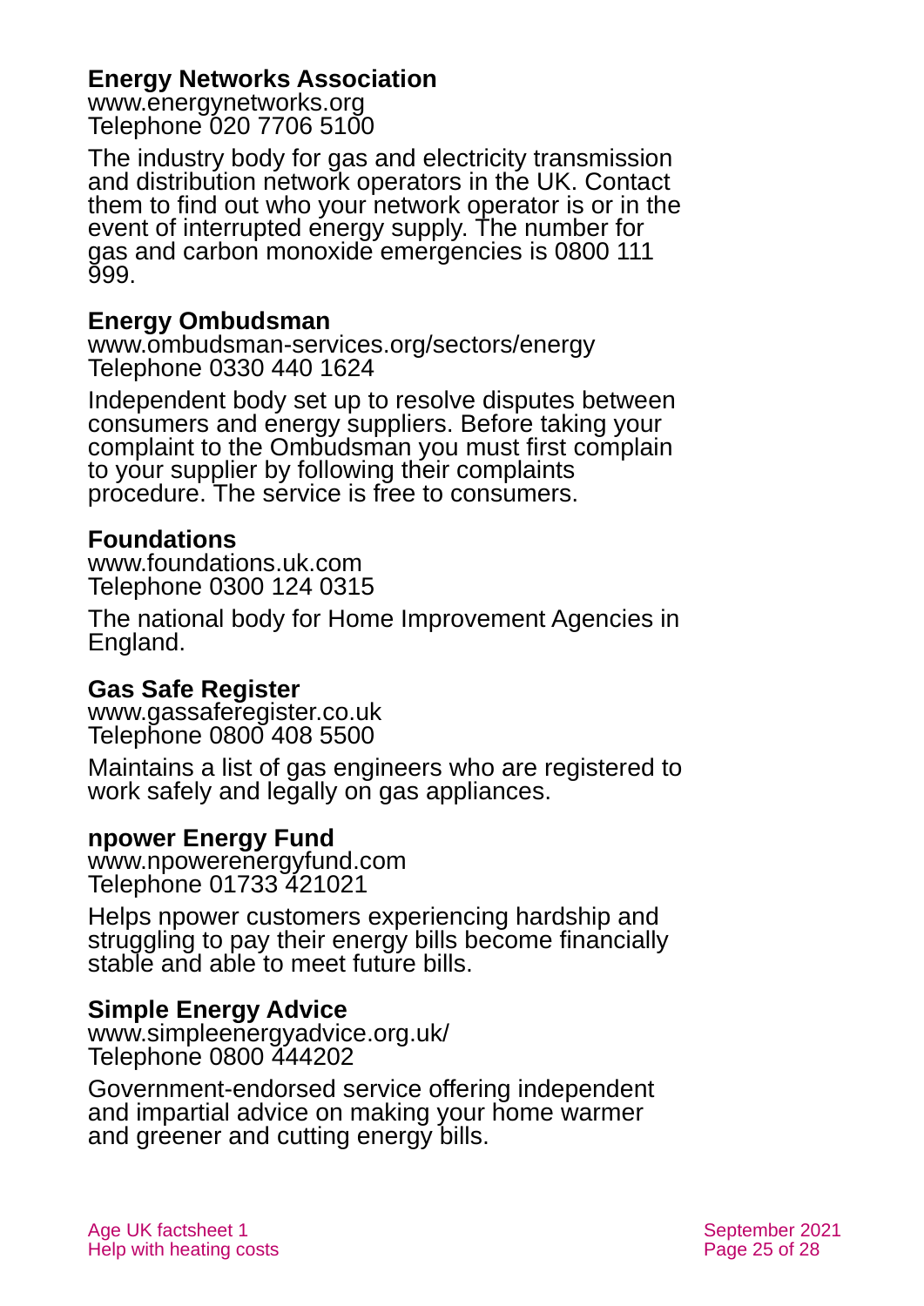**Energy Networks Association**
www.energynetworks.org
Telephone 020 7706 5100

The industry body for gas and electricity transmission and distribution network operators in the UK. Contact them to find out who your network operator is or in the event of interrupted energy supply. The number for gas and carbon monoxide emergencies is 0800 111 999.

**Energy Ombudsman**
www.ombudsman-services.org/sectors/energy
Telephone 0330 440 1624

Independent body set up to resolve disputes between consumers and energy suppliers. Before taking your complaint to the Ombudsman you must first complain to your supplier by following their complaints procedure. The service is free to consumers.

**Foundations**
www.foundations.uk.com
Telephone 0300 124 0315

The national body for Home Improvement Agencies in England.

**Gas Safe Register**
www.gassaferegister.co.uk
Telephone 0800 408 5500

Maintains a list of gas engineers who are registered to work safely and legally on gas appliances.

**npower Energy Fund**
www.npowerenergyfund.com
Telephone 01733 421021

Helps npower customers experiencing hardship and struggling to pay their energy bills become financially stable and able to meet future bills.

**Simple Energy Advice**
www.simpleenergyadvice.org.uk/
Telephone 0800 444202

Government-endorsed service offering independent and impartial advice on making your home warmer and greener and cutting energy bills.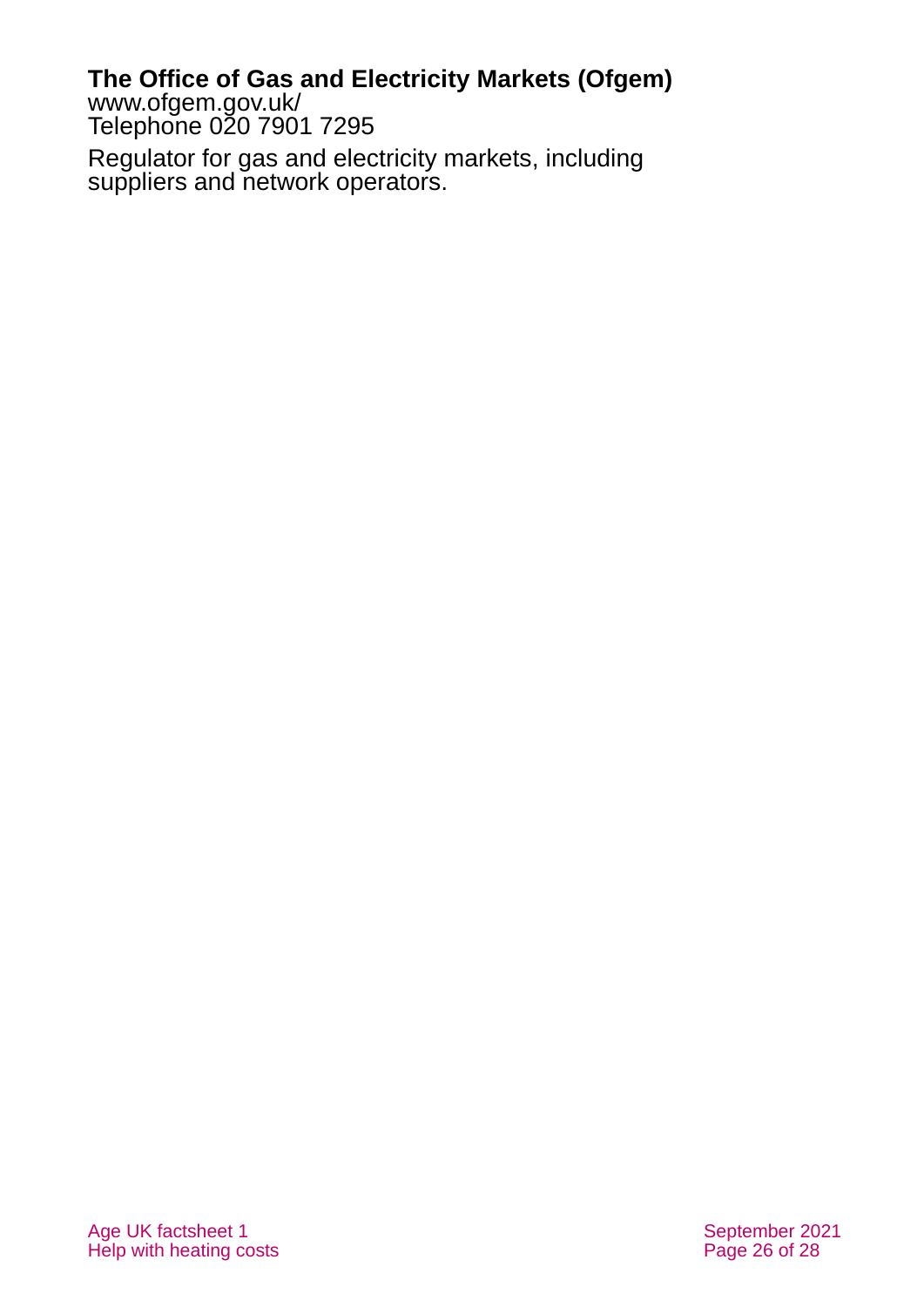**The Office of Gas and Electricity Markets (Ofgem)**
www.ofgem.gov.uk/
Telephone 020 7901 7295

Regulator for gas and electricity markets, including suppliers and network operators.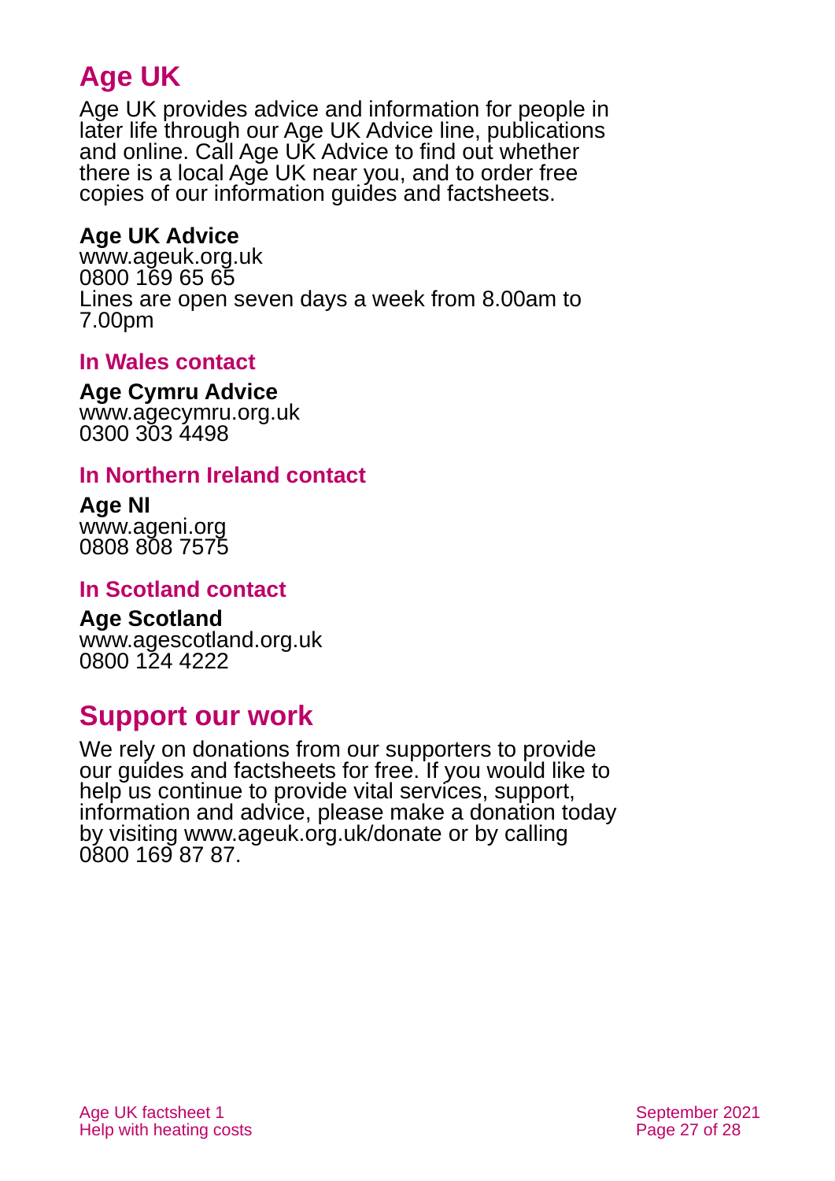## Age UK

Age UK provides advice and information for people in later life through our Age UK Advice line, publications and online. Call Age UK Advice to find out whether there is a local Age UK near you, and to order free copies of our information guides and factsheets.

**Age UK Advice**
www.ageuk.org.uk
0800 169 65 65
Lines are open seven days a week from 8.00am to 7.00pm

### In Wales contact

**Age Cymru Advice**
www.agecymru.org.uk
0300 303 4498

### In Northern Ireland contact

**Age NI**
www.ageni.org
0808 808 7575

### In Scotland contact

**Age Scotland**
www.agescotland.org.uk
0800 124 4222

## Support our work

We rely on donations from our supporters to provide our guides and factsheets for free. If you would like to help us continue to provide vital services, support, information and advice, please make a donation today by visiting www.ageuk.org.uk/donate or by calling 0800 169 87 87.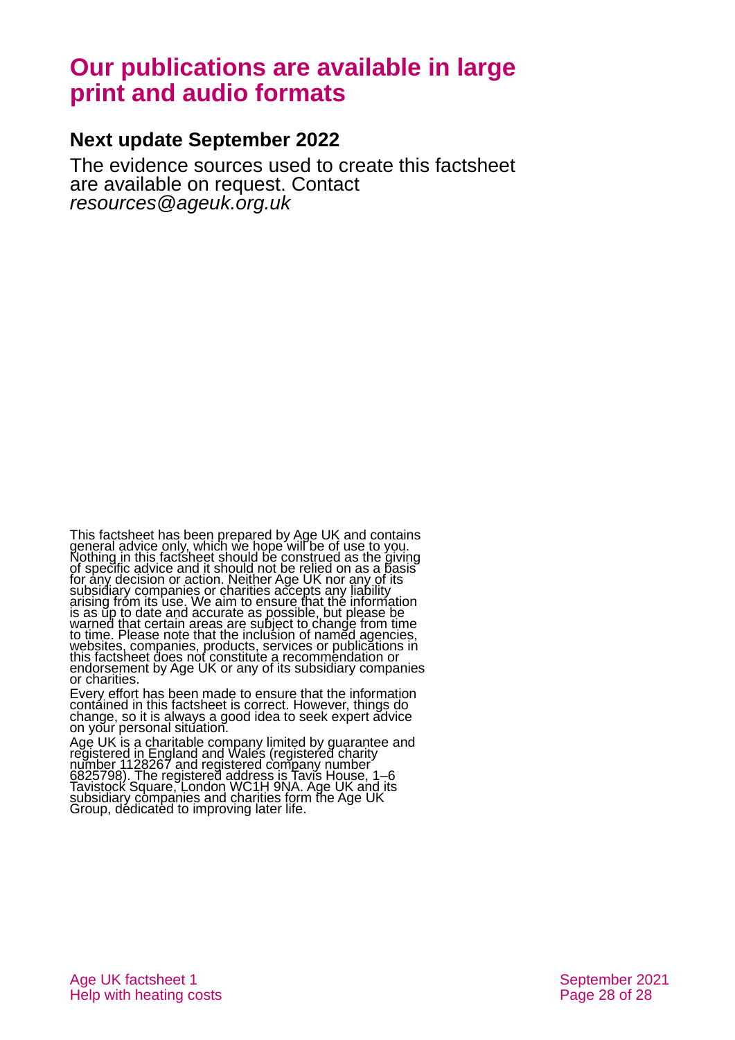# Our publications are available in large print and audio formats

## Next update September 2022

The evidence sources used to create this factsheet are available on request. Contact *resources@ageuk.org.uk*

This factsheet has been prepared by Age UK and contains general advice only, which we hope will be of use to you. Nothing in this factsheet should be construed as the giving of specific advice and it should not be relied on as a basis for any decision or action. Neither Age UK nor any of its subsidiary companies or charities accepts any liability arising from its use. We aim to ensure that the information is as up to date and accurate as possible, but please be warned that certain areas are subject to change from time to time. Please note that the inclusion of named agencies, websites, companies, products, services or publications in this factsheet does not constitute a recommendation or endorsement by Age UK or any of its subsidiary companies or charities.

Every effort has been made to ensure that the information contained in this factsheet is correct. However, things do change, so it is always a good idea to seek expert advice on your personal situation.

Age UK is a charitable company limited by guarantee and registered in England and Wales (registered charity number 1128267 and registered company number 6825798). The registered address is Tavis House, 1–6 Tavistock Square, London WC1H 9NA. Age UK and its subsidiary companies and charities form the Age UK Group, dedicated to improving later life.